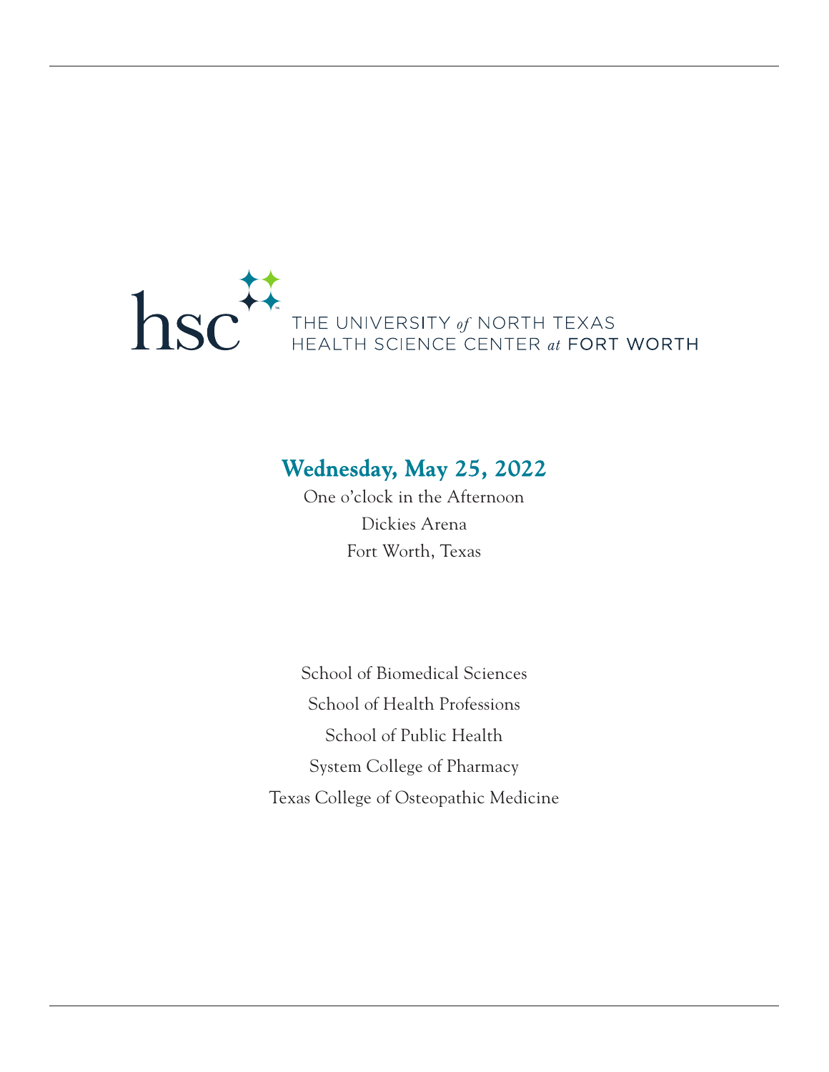hsc THE UNIVERSITY *of* NORTH TEXAS HEALTH SCIENCE CENTER *at* FORT WORTH

## Wednesday, May 25, 2022

One o'clock in the Afternoon
Dickies Arena
Fort Worth, Texas

School of Biomedical Sciences

School of Health Professions

School of Public Health

System College of Pharmacy

Texas College of Osteopathic Medicine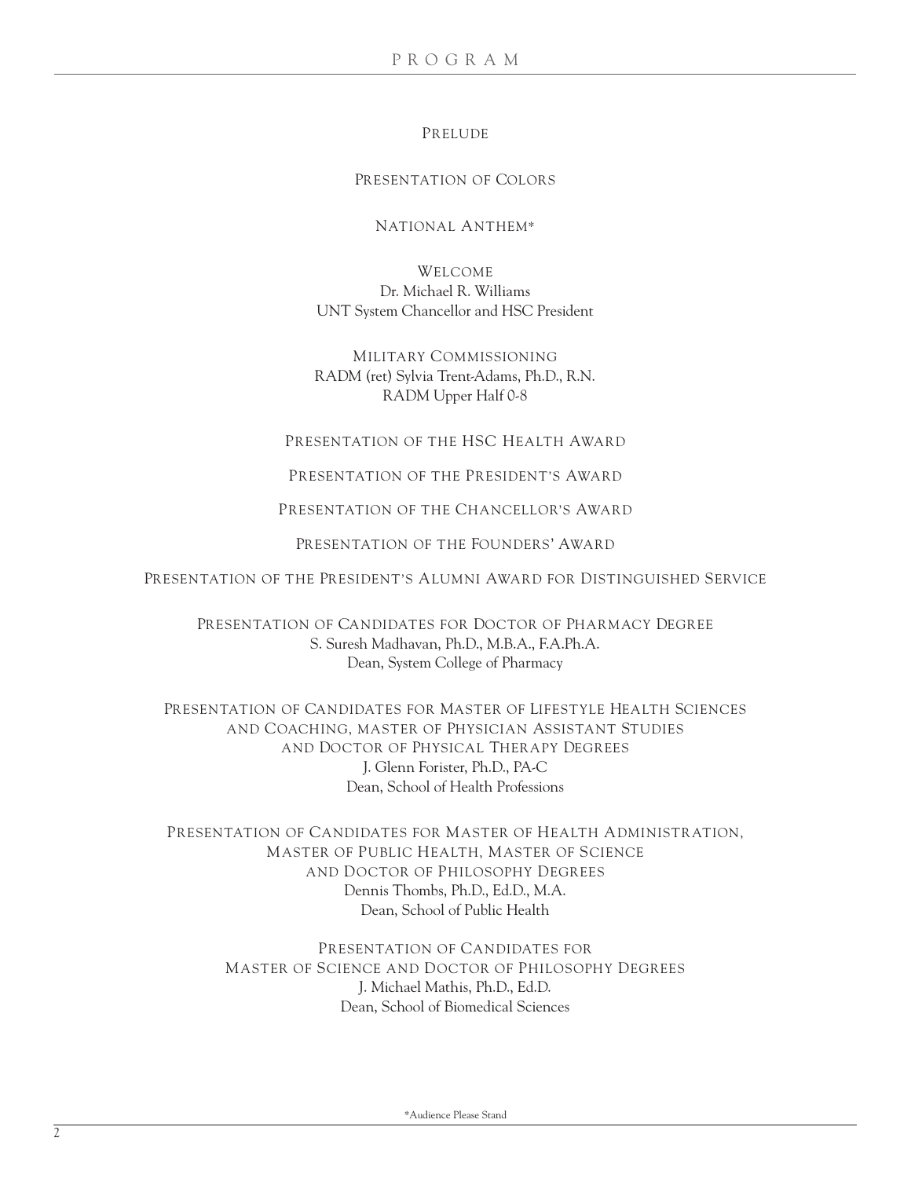# PROGRAM

Prelude

Presentation of Colors

National Anthem*

Welcome
Dr. Michael R. Williams
UNT System Chancellor and HSC President

Military Commissioning
RADM (ret) Sylvia Trent-Adams, Ph.D., R.N.
RADM Upper Half 0-8

Presentation of the HSC Health Award

Presentation of the President's Award

Presentation of the Chancellor's Award

Presentation of the Founders' Award

Presentation of the President's Alumni Award for Distinguished Service

Presentation of Candidates for Doctor of Pharmacy Degree
S. Suresh Madhavan, Ph.D., M.B.A., F.A.Ph.A.
Dean, System College of Pharmacy

Presentation of Candidates for Master of Lifestyle Health Sciences and Coaching, master of Physician Assistant Studies and Doctor of Physical Therapy Degrees
J. Glenn Forister, Ph.D., PA-C
Dean, School of Health Professions

Presentation of Candidates for Master of Health Administration, Master of Public Health, Master of Science and Doctor of Philosophy Degrees
Dennis Thombs, Ph.D., Ed.D., M.A.
Dean, School of Public Health

Presentation of Candidates for Master of Science and Doctor of Philosophy Degrees
J. Michael Mathis, Ph.D., Ed.D.
Dean, School of Biomedical Sciences

*Audience Please Stand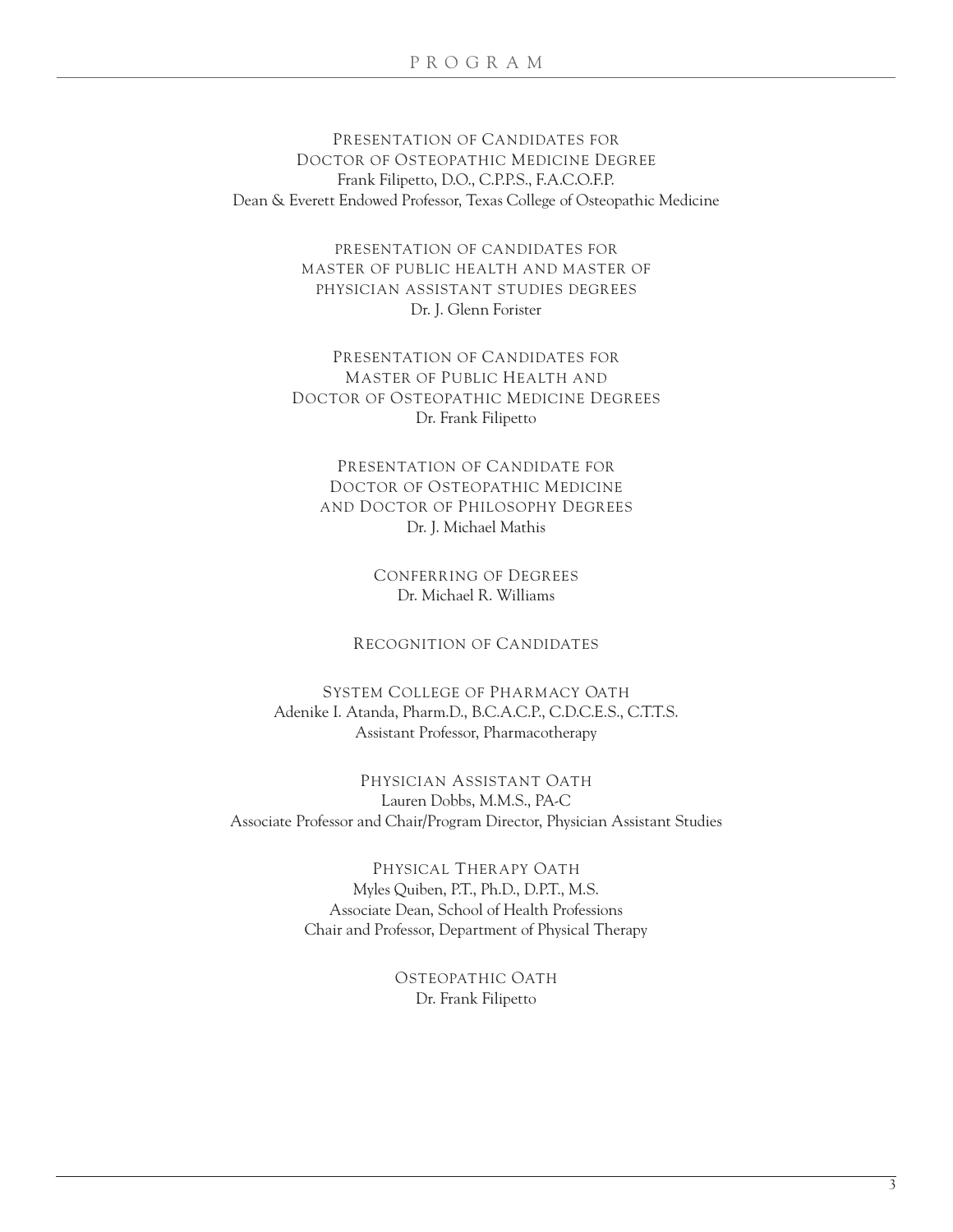# PROGRAM

Presentation of Candidates for
Doctor of Osteopathic Medicine Degree
Frank Filipetto, D.O., C.P.P.S., F.A.C.O.F.P.
Dean & Everett Endowed Professor, Texas College of Osteopathic Medicine

presentation of candidates for
master of public health and master of
physician assistant studies degrees
Dr. J. Glenn Forister

Presentation of Candidates for
Master of Public Health and
Doctor of Osteopathic Medicine Degrees
Dr. Frank Filipetto

Presentation of Candidate for
Doctor of Osteopathic Medicine
and Doctor of Philosophy Degrees
Dr. J. Michael Mathis

Conferring of Degrees
Dr. Michael R. Williams

Recognition of Candidates

System College of Pharmacy Oath
Adenike I. Atanda, Pharm.D., B.C.A.C.P., C.D.C.E.S., C.T.T.S.
Assistant Professor, Pharmacotherapy

Physician Assistant Oath
Lauren Dobbs, M.M.S., PA-C
Associate Professor and Chair/Program Director, Physician Assistant Studies

Physical Therapy Oath
Myles Quiben, P.T., Ph.D., D.P.T., M.S.
Associate Dean, School of Health Professions
Chair and Professor, Department of Physical Therapy

Osteopathic Oath
Dr. Frank Filipetto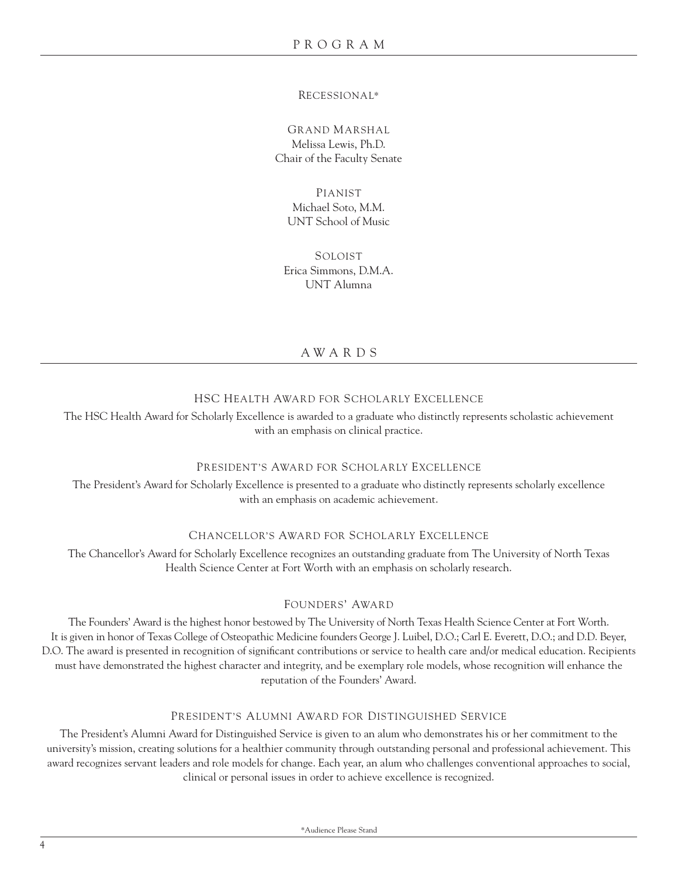## PROGRAM

RECESSIONAL*

GRAND MARSHAL
Melissa Lewis, Ph.D.
Chair of the Faculty Senate

PIANIST
Michael Soto, M.M.
UNT School of Music

SOLOIST
Erica Simmons, D.M.A.
UNT Alumna

## AWARDS

### HSC HEALTH AWARD FOR SCHOLARLY EXCELLENCE

The HSC Health Award for Scholarly Excellence is awarded to a graduate who distinctly represents scholastic achievement with an emphasis on clinical practice.

### PRESIDENT'S AWARD FOR SCHOLARLY EXCELLENCE

The President's Award for Scholarly Excellence is presented to a graduate who distinctly represents scholarly excellence with an emphasis on academic achievement.

### CHANCELLOR'S AWARD FOR SCHOLARLY EXCELLENCE

The Chancellor's Award for Scholarly Excellence recognizes an outstanding graduate from The University of North Texas Health Science Center at Fort Worth with an emphasis on scholarly research.

### FOUNDERS' AWARD

The Founders' Award is the highest honor bestowed by The University of North Texas Health Science Center at Fort Worth. It is given in honor of Texas College of Osteopathic Medicine founders George J. Luibel, D.O.; Carl E. Everett, D.O.; and D.D. Beyer, D.O. The award is presented in recognition of significant contributions or service to health care and/or medical education. Recipients must have demonstrated the highest character and integrity, and be exemplary role models, whose recognition will enhance the reputation of the Founders' Award.

### PRESIDENT'S ALUMNI AWARD FOR DISTINGUISHED SERVICE

The President's Alumni Award for Distinguished Service is given to an alum who demonstrates his or her commitment to the university's mission, creating solutions for a healthier community through outstanding personal and professional achievement. This award recognizes servant leaders and role models for change. Each year, an alum who challenges conventional approaches to social, clinical or personal issues in order to achieve excellence is recognized.

*Audience Please Stand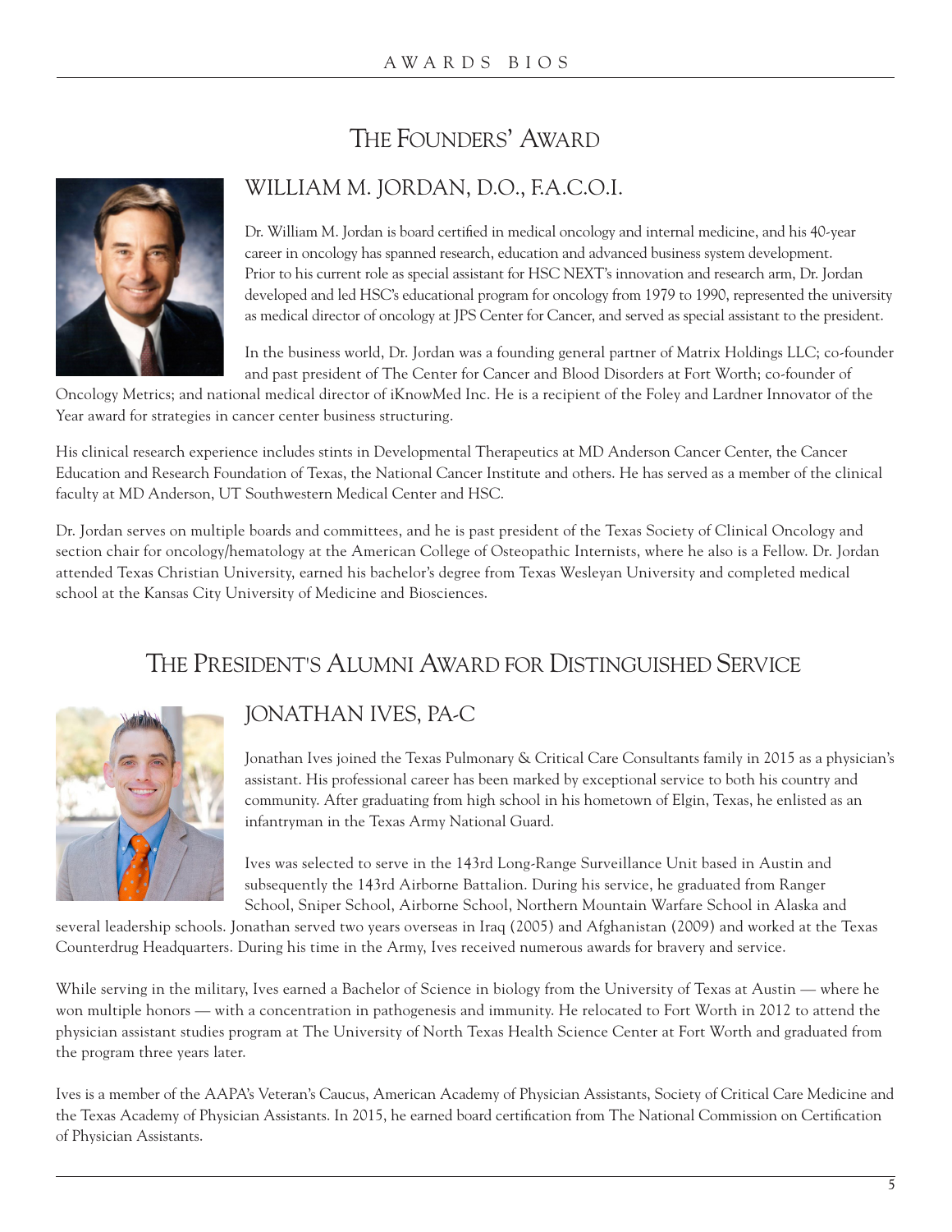## The Founders' Award

### WILLIAM M. JORDAN, D.O., F.A.C.O.I.

Dr. William M. Jordan is board certified in medical oncology and internal medicine, and his 40-year career in oncology has spanned research, education and advanced business system development. Prior to his current role as special assistant for HSC NEXT's innovation and research arm, Dr. Jordan developed and led HSC's educational program for oncology from 1979 to 1990, represented the university as medical director of oncology at JPS Center for Cancer, and served as special assistant to the president.

In the business world, Dr. Jordan was a founding general partner of Matrix Holdings LLC; co-founder and past president of The Center for Cancer and Blood Disorders at Fort Worth; co-founder of Oncology Metrics; and national medical director of iKnowMed Inc. He is a recipient of the Foley and Lardner Innovator of the Year award for strategies in cancer center business structuring.

His clinical research experience includes stints in Developmental Therapeutics at MD Anderson Cancer Center, the Cancer Education and Research Foundation of Texas, the National Cancer Institute and others. He has served as a member of the clinical faculty at MD Anderson, UT Southwestern Medical Center and HSC.

Dr. Jordan serves on multiple boards and committees, and he is past president of the Texas Society of Clinical Oncology and section chair for oncology/hematology at the American College of Osteopathic Internists, where he also is a Fellow. Dr. Jordan attended Texas Christian University, earned his bachelor's degree from Texas Wesleyan University and completed medical school at the Kansas City University of Medicine and Biosciences.

## The President's Alumni Award for Distinguished Service

### JONATHAN IVES, PA-C

Jonathan Ives joined the Texas Pulmonary & Critical Care Consultants family in 2015 as a physician's assistant. His professional career has been marked by exceptional service to both his country and community. After graduating from high school in his hometown of Elgin, Texas, he enlisted as an infantryman in the Texas Army National Guard.

Ives was selected to serve in the 143rd Long-Range Surveillance Unit based in Austin and subsequently the 143rd Airborne Battalion. During his service, he graduated from Ranger School, Sniper School, Airborne School, Northern Mountain Warfare School in Alaska and several leadership schools. Jonathan served two years overseas in Iraq (2005) and Afghanistan (2009) and worked at the Texas Counterdrug Headquarters. During his time in the Army, Ives received numerous awards for bravery and service.

While serving in the military, Ives earned a Bachelor of Science in biology from the University of Texas at Austin — where he won multiple honors — with a concentration in pathogenesis and immunity. He relocated to Fort Worth in 2012 to attend the physician assistant studies program at The University of North Texas Health Science Center at Fort Worth and graduated from the program three years later.

Ives is a member of the AAPA's Veteran's Caucus, American Academy of Physician Assistants, Society of Critical Care Medicine and the Texas Academy of Physician Assistants. In 2015, he earned board certification from The National Commission on Certification of Physician Assistants.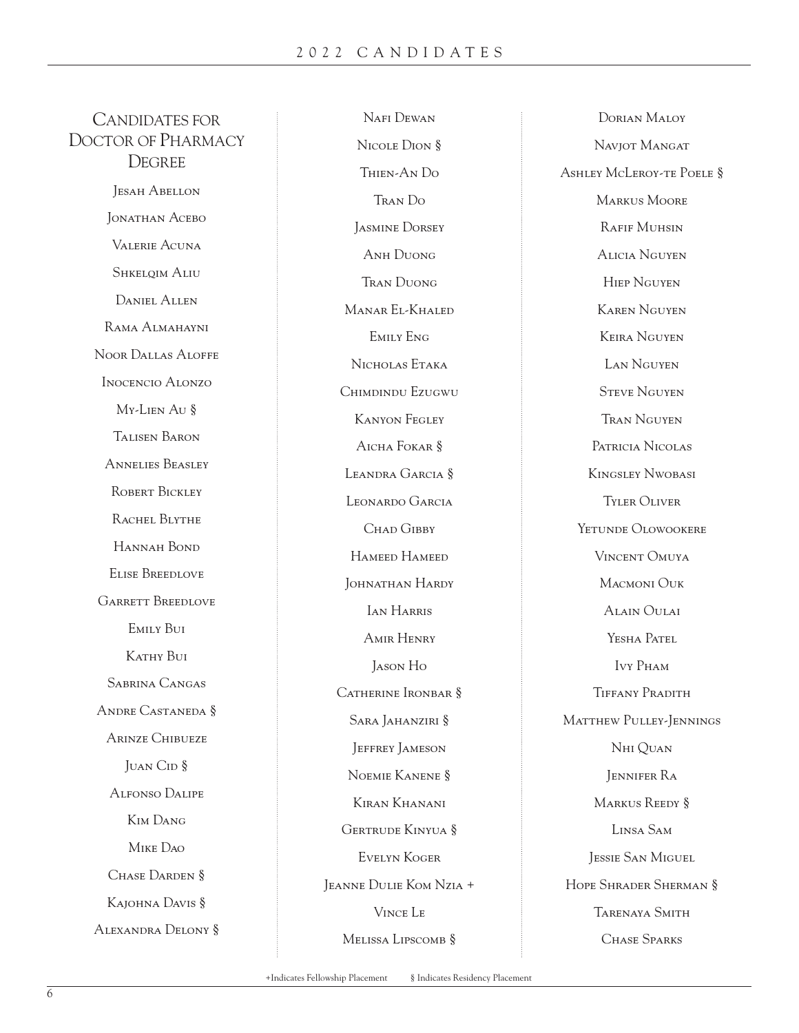## Candidates for Doctor of Pharmacy Degree

Jesah Abellon

Jonathan Acebo

Valerie Acuna

Shkelqim Aliu

Daniel Allen

Rama Almahayni

Noor Dallas Aloffe

Inocencio Alonzo

My-Lien Au §

Talisen Baron

Annelies Beasley

Robert Bickley

Rachel Blythe

Hannah Bond

Elise Breedlove

Garrett Breedlove

Emily Bui

Kathy Bui

Sabrina Cangas

Andre Castaneda §

Arinze Chibueze

Juan Cid §

Alfonso Dalipe

Kim Dang

Mike Dao

Chase Darden §

Kajohna Davis §

Alexandra Delony §

Nafi Dewan

Nicole Dion §

Thien-An Do

Tran Do

Jasmine Dorsey

Anh Duong

Tran Duong

Manar El-Khaled

Emily Eng

Nicholas Etaka

Chimdindu Ezugwu

Kanyon Fegley

Aicha Fokar §

Leandra Garcia §

Leonardo Garcia

Chad Gibby

Hameed Hameed

Johnathan Hardy

Ian Harris

Amir Henry

Jason Ho

Catherine Ironbar §

Sara Jahanziri §

Jeffrey Jameson

Noemie Kanene §

Kiran Khanani

Gertrude Kinyua §

Evelyn Koger

Jeanne Dulie Kom Nzia +

Vince Le

Melissa Lipscomb §

Dorian Maloy

Navjot Mangat

Ashley McLeroy-te Poele §

Markus Moore

Rafif Muhsin

Alicia Nguyen

Hiep Nguyen

Karen Nguyen

Keira Nguyen

Lan Nguyen

Steve Nguyen

Tran Nguyen

Patricia Nicolas

Kingsley Nwobasi

Tyler Oliver

Yetunde Olowookere

Vincent Omuya

Macmoni Ouk

Alain Oulai

Yesha Patel

Ivy Pham

Tiffany Pradith

Matthew Pulley-Jennings

Nhi Quan

Jennifer Ra

Markus Reedy §

Linsa Sam

Jessie San Miguel

Hope Shrader Sherman §

Tarenaya Smith

Chase Sparks

+Indicates Fellowship Placement § Indicates Residency Placement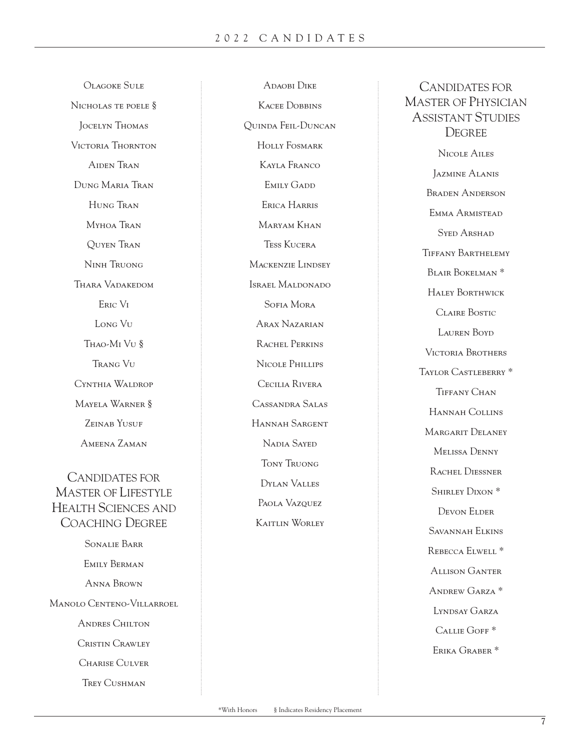Olagoke Sule

Nicholas te poele §

Jocelyn Thomas

Victoria Thornton

Aiden Tran

Dung Maria Tran

Hung Tran

Myhoa Tran

Quyen Tran

Ninh Truong

Thara Vadakedom

Eric Vi

Long Vu

Thao-Mi Vu §

Trang Vu

Cynthia Waldrop

Mayela Warner §

Zeinab Yusuf

Ameena Zaman

## Candidates for Master of Lifestyle Health Sciences and Coaching Degree

Sonalie Barr

Emily Berman

Anna Brown

Manolo Centeno-Villarroel

Andres Chilton

Cristin Crawley

Charise Culver

Trey Cushman

Adaobi Dike

Kacee Dobbins

Quinda Feil-Duncan

Holly Fosmark

Kayla Franco

Emily Gadd

Erica Harris

Maryam Khan

Tess Kucera

Mackenzie Lindsey

Israel Maldonado

Sofia Mora

Arax Nazarian

Rachel Perkins

Nicole Phillips

Cecilia Rivera

Cassandra Salas

Hannah Sargent

Nadia Sayed

Tony Truong

Dylan Valles

Paola Vazquez

Kaitlin Worley

## Candidates for Master of Physician Assistant Studies Degree

Nicole Ailes

Jazmine Alanis

Braden Anderson

Emma Armistead

Syed Arshad

Tiffany Barthelemy

Blair Bokelman *

Haley Borthwick

Claire Bostic

Lauren Boyd

Victoria Brothers

Taylor Castleberry *

Tiffany Chan

Hannah Collins

Margarit Delaney

Melissa Denny

Rachel Diessner

Shirley Dixon *

Devon Elder

Savannah Elkins

Rebecca Elwell *

Allison Ganter

Andrew Garza *

Lyndsay Garza

Callie Goff *

Erika Graber *

*With Honors § Indicates Residency Placement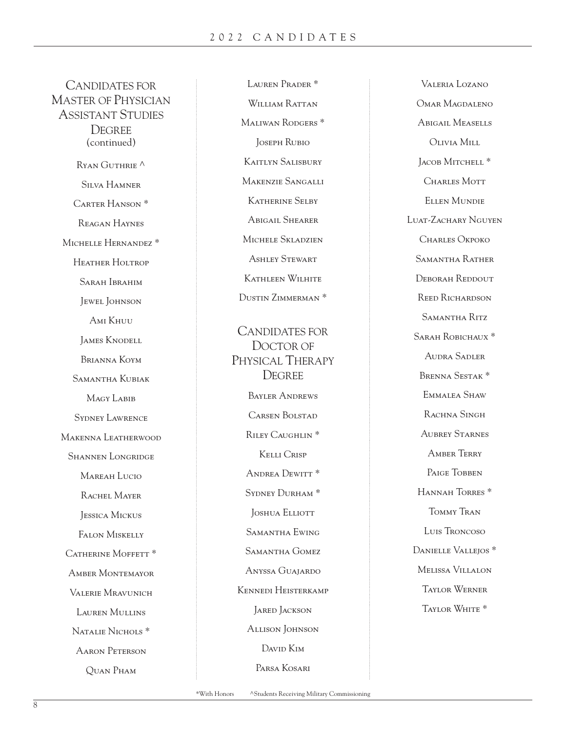## Candidates for Master of Physician Assistant Studies Degree
(continued)

Ryan Guthrie ^

Silva Hamner

Carter Hanson *

Reagan Haynes

Michelle Hernandez *

Heather Holtrop

Sarah Ibrahim

Jewel Johnson

Ami Khuu

James Knodell

Brianna Koym

Samantha Kubiak

Magy Labib

Sydney Lawrence

Makenna Leatherwood

Shannen Longridge

Mareah Lucio

Rachel Mayer

Jessica Mickus

Falon Miskelly

Catherine Moffett *

Amber Montemayor

Valerie Mravunich

Lauren Mullins

Natalie Nichols *

Aaron Peterson

Quan Pham

Lauren Prader *

William Rattan

Maliwan Rodgers *

Joseph Rubio

Kaitlyn Salisbury

Makenzie Sangalli

Katherine Selby

Abigail Shearer

Michele Skladzien

Ashley Stewart

Kathleen Wilhite

Dustin Zimmerman *

## Candidates for Doctor of Physical Therapy Degree

Bayler Andrews

Carsen Bolstad

Riley Caughlin *

Kelli Crisp

Andrea Dewitt *

Sydney Durham *

Joshua Elliott

Samantha Ewing

Samantha Gomez

Anyssa Guajardo

Kennedi Heisterkamp

Jared Jackson

Allison Johnson

David Kim

Parsa Kosari

Valeria Lozano

Omar Magdaleno

Abigail Measells

Olivia Mill

Jacob Mitchell *

Charles Mott

Ellen Mundie

Luat-Zachary Nguyen

Charles Okpoko

Samantha Rather

Deborah Reddout

Reed Richardson

Samantha Ritz

Sarah Robichaux *

Audra Sadler

Brenna Sestak *

Emmalea Shaw

Rachna Singh

Aubrey Starnes

Amber Terry

Paige Tobben

Hannah Torres *

Tommy Tran

Luis Troncoso

Danielle Vallejos *

Melissa Villalon

Taylor Werner

Taylor White *

*With Honors ^Students Receiving Military Commissioning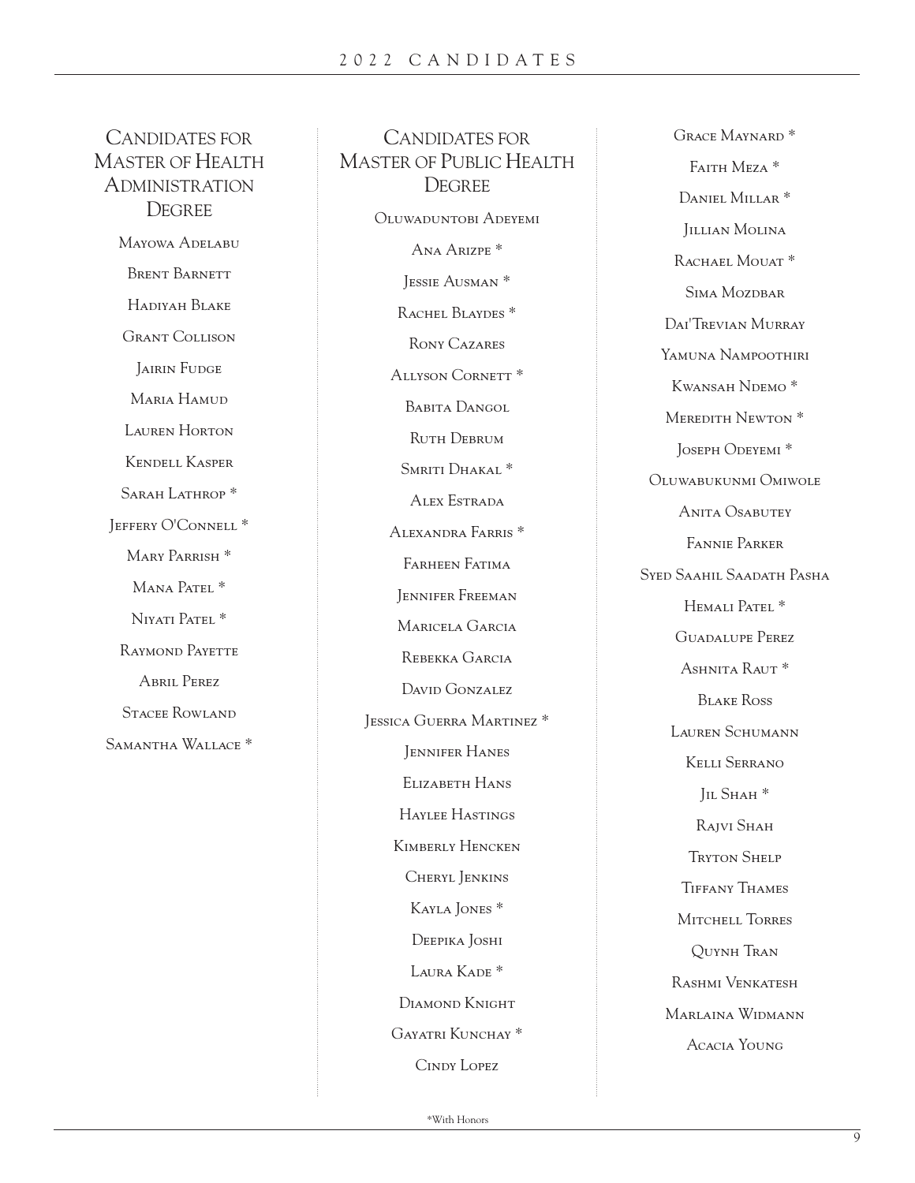## Candidates for Master of Health Administration Degree

Mayowa Adelabu

Brent Barnett

Hadiyah Blake

Grant Collison

Jairin Fudge

Maria Hamud

Lauren Horton

Kendell Kasper

Sarah Lathrop *

Jeffery O'Connell *

Mary Parrish *

Mana Patel *

Niyati Patel *

Raymond Payette

Abril Perez

Stacee Rowland

Samantha Wallace *

## Candidates for Master of Public Health Degree

Oluwaduntobi Adeyemi

Ana Arizpe *

Jessie Ausman *

Rachel Blaydes *

Rony Cazares

Allyson Cornett *

Babita Dangol

Ruth Debrum

Smriti Dhakal *

Alex Estrada

Alexandra Farris *

Farheen Fatima

Jennifer Freeman

Maricela Garcia

Rebekka Garcia

David Gonzalez

Jessica Guerra Martinez *

Jennifer Hanes

Elizabeth Hans

Haylee Hastings

Kimberly Hencken

Cheryl Jenkins

Kayla Jones *

Deepika Joshi

Laura Kade *

Diamond Knight

Gayatri Kunchay *

Cindy Lopez

Grace Maynard *

Faith Meza *

Daniel Millar *

Jillian Molina

Rachael Mouat *

Sima Mozdbar

Dai'Trevian Murray

Yamuna Nampoothiri

Kwansah Ndemo *

Meredith Newton *

Joseph Odeyemi *

Oluwabukunmi Omiwole

Anita Osabutey

Fannie Parker

Syed Saahil Saadath Pasha

Hemali Patel *

Guadalupe Perez

Ashnita Raut *

Blake Ross

Lauren Schumann

Kelli Serrano

Jil Shah *

Rajvi Shah

Tryton Shelp

Tiffany Thames

Mitchell Torres

Quynh Tran

Rashmi Venkatesh

Marlaina Widmann

Acacia Young

*With Honors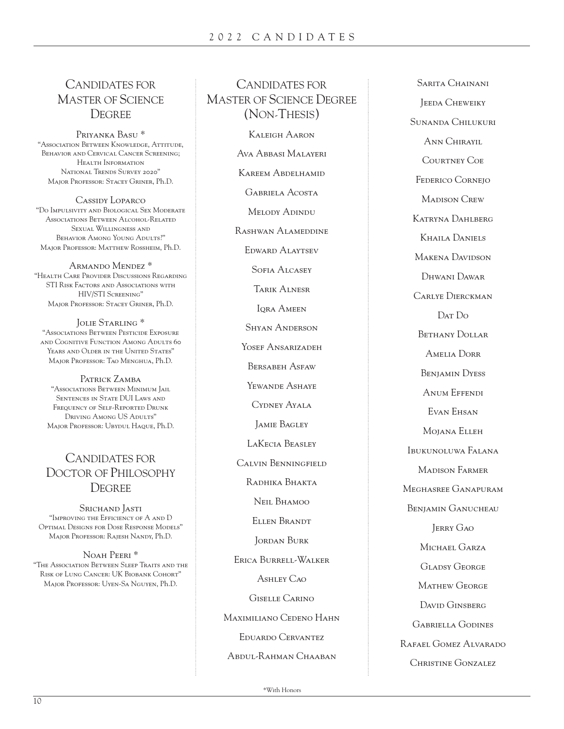## Candidates for Master of Science Degree

Priyanka Basu *
"Association Between Knowledge, Attitude, Behavior and Cervical Cancer Screening; Health Information National Trends Survey 2020"
Major Professor: Stacey Griner, Ph.D.

Cassidy Loparco
"Do Impulsivity and Biological Sex Moderate Associations Between Alcohol-Related Sexual Willingness and Behavior Among Young Adults?"
Major Professor: Matthew Rossheim, Ph.D.

Armando Mendez *
"Health Care Provider Discussions Regarding STI Risk Factors and Associations with HIV/STI Screening"
Major Professor: Stacey Griner, Ph.D.

Jolie Starling *
"Associations Between Pesticide Exposure and Cognitive Function Among Adults 60 Years and Older in the United States"
Major Professor: Tao Menghua, Ph.D.

Patrick Zamba
"Associations Between Minimum Jail Sentences in State DUI Laws and Frequency of Self-Reported Drunk Driving Among US Adults"
Major Professor: Ubydul Haque, Ph.D.

## Candidates for Doctor of Philosophy Degree

Srichand Jasti
"Improving the Efficiency of A and D Optimal Designs for Dose Response Models"
Major Professor: Rajesh Nandy, Ph.D.

Noah Peeri *
"The Association Between Sleep Traits and the Risk of Lung Cancer: UK Biobank Cohort"
Major Professor: Uyen-Sa Nguyen, Ph.D.

## Candidates for Master of Science Degree (Non-Thesis)

Kaleigh Aaron
Ava Abbasi Malayeri
Kareem Abdelhamid
Gabriela Acosta
Melody Adindu
Rashwan Alameddine
Edward Alaytsev
Sofia Alcasey
Tarik Alnesr
Iqra Ameen
Shyan Anderson
Yosef Ansarizadeh
Bersabeh Asfaw
Yewande Ashaye
Cydney Ayala
Jamie Bagley
LaKecia Beasley
Calvin Benningfield
Radhika Bhakta
Neil Bhamoo
Ellen Brandt
Jordan Burk
Erica Burrell-Walker
Ashley Cao
Giselle Carino
Maximiliano Cedeno Hahn
Eduardo Cervantez
Abdul-Rahman Chaaban
Sarita Chainani
Jeeda Cheweiky
Sunanda Chilukuri
Ann Chirayil
Courtney Coe
Federico Cornejo
Madison Crew
Katryna Dahlberg
Khaila Daniels
Makena Davidson
Dhwani Dawar
Carlye Dierckman
Dat Do
Bethany Dollar
Amelia Dorr
Benjamin Dyess
Anum Effendi
Evan Ehsan
Mojana Elleh
Ibukunoluwa Falana
Madison Farmer
Meghasree Ganapuram
Benjamin Ganucheau
Jerry Gao
Michael Garza
Gladsy George
Mathew George
David Ginsberg
Gabriella Godines
Rafael Gomez Alvarado
Christine Gonzalez

*With Honors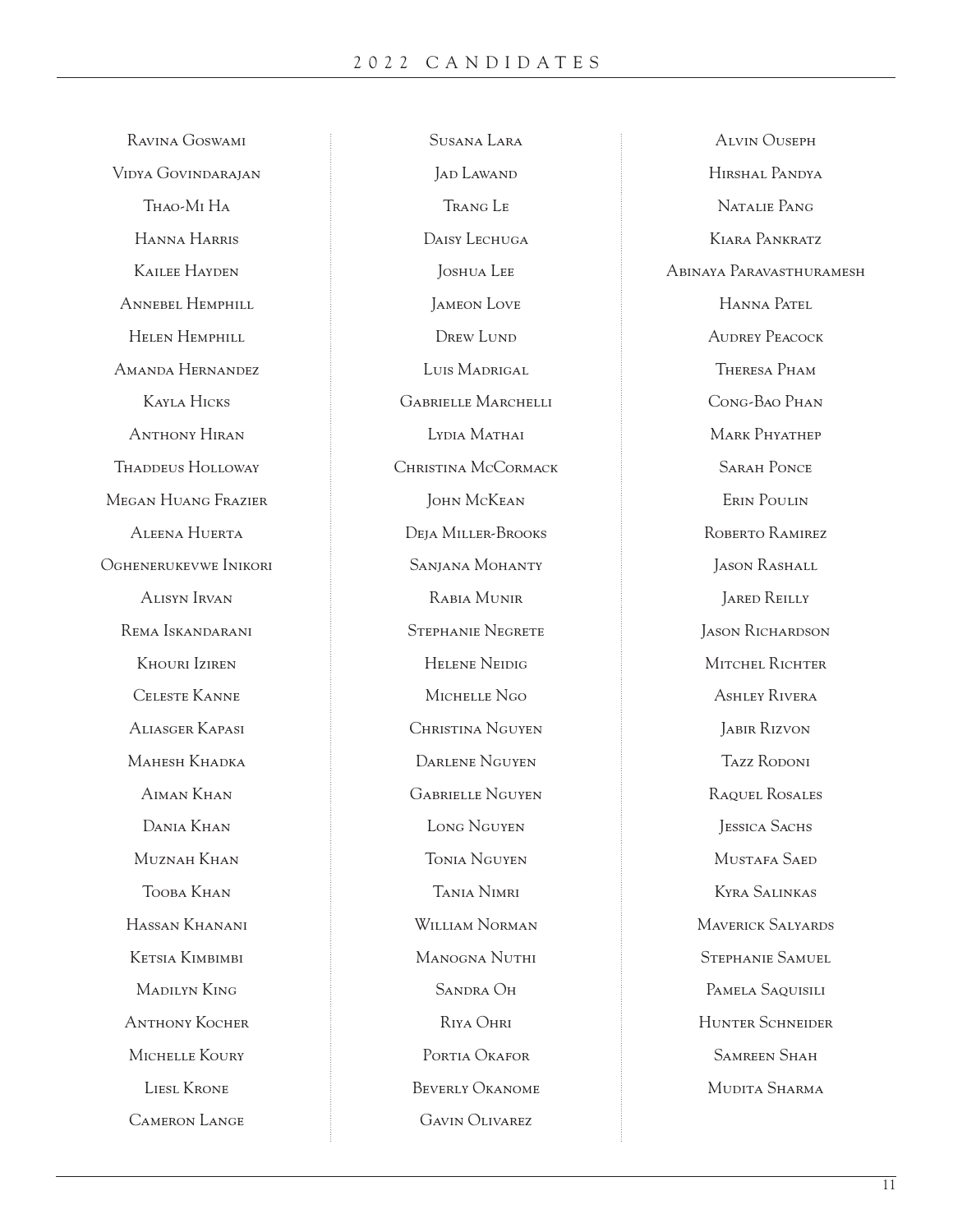Ravina Goswami

Vidya Govindarajan

Thao-Mi Ha

Hanna Harris

Kailee Hayden

Annebel Hemphill

Helen Hemphill

Amanda Hernandez

Kayla Hicks

Anthony Hiran

Thaddeus Holloway

Megan Huang Frazier

Aleena Huerta

Oghenerukevwe Inikori

Alisyn Irvan

Rema Iskandarani

Khouri Iziren

Celeste Kanne

Aliasger Kapasi

Mahesh Khadka

Aiman Khan

Dania Khan

Muznah Khan

Tooba Khan

Hassan Khanani

Ketsia Kimbimbi

Madilyn King

Anthony Kocher

Michelle Koury

Liesl Krone

Cameron Lange

Susana Lara

Jad Lawand

Trang Le

Daisy Lechuga

Joshua Lee

Jameon Love

Drew Lund

Luis Madrigal

Gabrielle Marchelli

Lydia Mathai

Christina McCormack

John McKean

Deja Miller-Brooks

Sanjana Mohanty

Rabia Munir

Stephanie Negrete

Helene Neidig

Michelle Ngo

Christina Nguyen

Darlene Nguyen

Gabrielle Nguyen

Long Nguyen

Tonia Nguyen

Tania Nimri

William Norman

Manogna Nuthi

Sandra Oh

Riya Ohri

Portia Okafor

Beverly Okanome

Gavin Olivarez

Alvin Ouseph

Hirshal Pandya

Natalie Pang

Kiara Pankratz

Abinaya Paravasthuramesh

Hanna Patel

Audrey Peacock

Theresa Pham

Cong-Bao Phan

Mark Phyathep

Sarah Ponce

Erin Poulin

Roberto Ramirez

Jason Rashall

Jared Reilly

Jason Richardson

Mitchel Richter

Ashley Rivera

Jabir Rizvon

Tazz Rodoni

Raquel Rosales

Jessica Sachs

Mustafa Saed

Kyra Salinkas

Maverick Salyards

Stephanie Samuel

Pamela Saquisili

Hunter Schneider

Samreen Shah

Mudita Sharma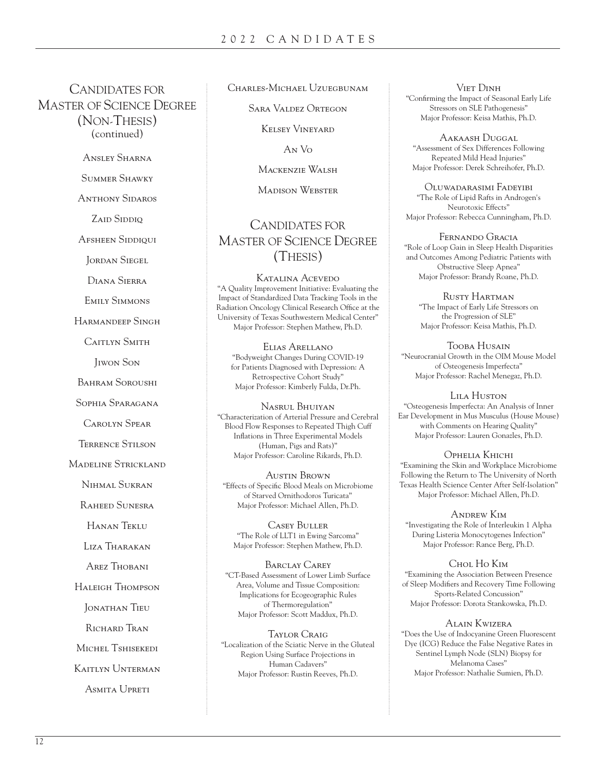## Candidates for Master of Science Degree (Non-Thesis) (continued)

Ansley Sharna

Summer Shawky

Anthony Sidaros

Zaid Siddiq

Afsheen Siddiqui

Jordan Siegel

Diana Sierra

Emily Simmons

Harmandeep Singh

Caitlyn Smith

Jiwon Son

Bahram Soroushi

Sophia Sparagana

Carolyn Spear

Terrence Stilson

Madeline Strickland

Nihmal Sukran

Raheed Sunesra

Hanan Teklu

Liza Tharakan

Arez Thobani

Haleigh Thompson

Jonathan Tieu

Richard Tran

Michel Tshisekedi

Kaitlyn Unterman

Asmita Upreti

Charles-Michael Uzuegbunam

Sara Valdez Ortegon

Kelsey Vineyard

An Vo

Mackenzie Walsh

Madison Webster

## Candidates for Master of Science Degree (Thesis)

Katalina Acevedo
"A Quality Improvement Initiative: Evaluating the Impact of Standardized Data Tracking Tools in the Radiation Oncology Clinical Research Office at the University of Texas Southwestern Medical Center"
Major Professor: Stephen Mathew, Ph.D.

Elias Arellano
"Bodyweight Changes During COVID-19 for Patients Diagnosed with Depression: A Retrospective Cohort Study"
Major Professor: Kimberly Fulda, Dr.Ph.

Nasrul Bhuiyan
"Characterization of Arterial Pressure and Cerebral Blood Flow Responses to Repeated Thigh Cuff Inflations in Three Experimental Models (Human, Pigs and Rats)"
Major Professor: Caroline Rikards, Ph.D.

Austin Brown
"Effects of Specific Blood Meals on Microbiome of Starved Ornithodoros Turicata"
Major Professor: Michael Allen, Ph.D.

Casey Buller
"The Role of LLT1 in Ewing Sarcoma"
Major Professor: Stephen Mathew, Ph.D.

Barclay Carey
"CT-Based Assessment of Lower Limb Surface Area, Volume and Tissue Composition: Implications for Ecogeographic Rules of Thermoregulation"
Major Professor: Scott Maddux, Ph.D.

Taylor Craig
"Localization of the Sciatic Nerve in the Gluteal Region Using Surface Projections in Human Cadavers"
Major Professor: Rustin Reeves, Ph.D.

Viet Dinh
"Confirming the Impact of Seasonal Early Life Stressors on SLE Pathogenesis"
Major Professor: Keisa Mathis, Ph.D.

Aakaash Duggal
"Assessment of Sex Differences Following Repeated Mild Head Injuries"
Major Professor: Derek Schreihofer, Ph.D.

Oluwadarasimi Fadeyibi
"The Role of Lipid Rafts in Androgen's Neurotoxic Effects"
Major Professor: Rebecca Cunningham, Ph.D.

Fernando Gracia
"Role of Loop Gain in Sleep Health Disparities and Outcomes Among Pediatric Patients with Obstructive Sleep Apnea"
Major Professor: Brandy Roane, Ph.D.

Rusty Hartman
"The Impact of Early Life Stressors on the Progression of SLE"
Major Professor: Keisa Mathis, Ph.D.

Tooba Husain
"Neurocranial Growth in the OIM Mouse Model of Osteogenesis Imperfecta"
Major Professor: Rachel Menegaz, Ph.D.

Lila Huston
"Osteogenesis Imperfecta: An Analysis of Inner Ear Development in Mus Musculus (House Mouse) with Comments on Hearing Quality"
Major Professor: Lauren Gonazles, Ph.D.

Ophelia Khichi
"Examining the Skin and Workplace Microbiome Following the Return to The University of North Texas Health Science Center After Self-Isolation"
Major Professor: Michael Allen, Ph.D.

Andrew Kim
"Investigating the Role of Interleukin 1 Alpha During Listeria Monocytogenes Infection"
Major Professor: Rance Berg, Ph.D.

Chol Ho Kim
"Examining the Association Between Presence of Sleep Modifiers and Recovery Time Following Sports-Related Concussion"
Major Professor: Dorota Stankowska, Ph.D.

Alain Kwizera
"Does the Use of Indocyanine Green Fluorescent Dye (ICG) Reduce the False Negative Rates in Sentinel Lymph Node (SLN) Biopsy for Melanoma Cases"
Major Professor: Nathalie Sumien, Ph.D.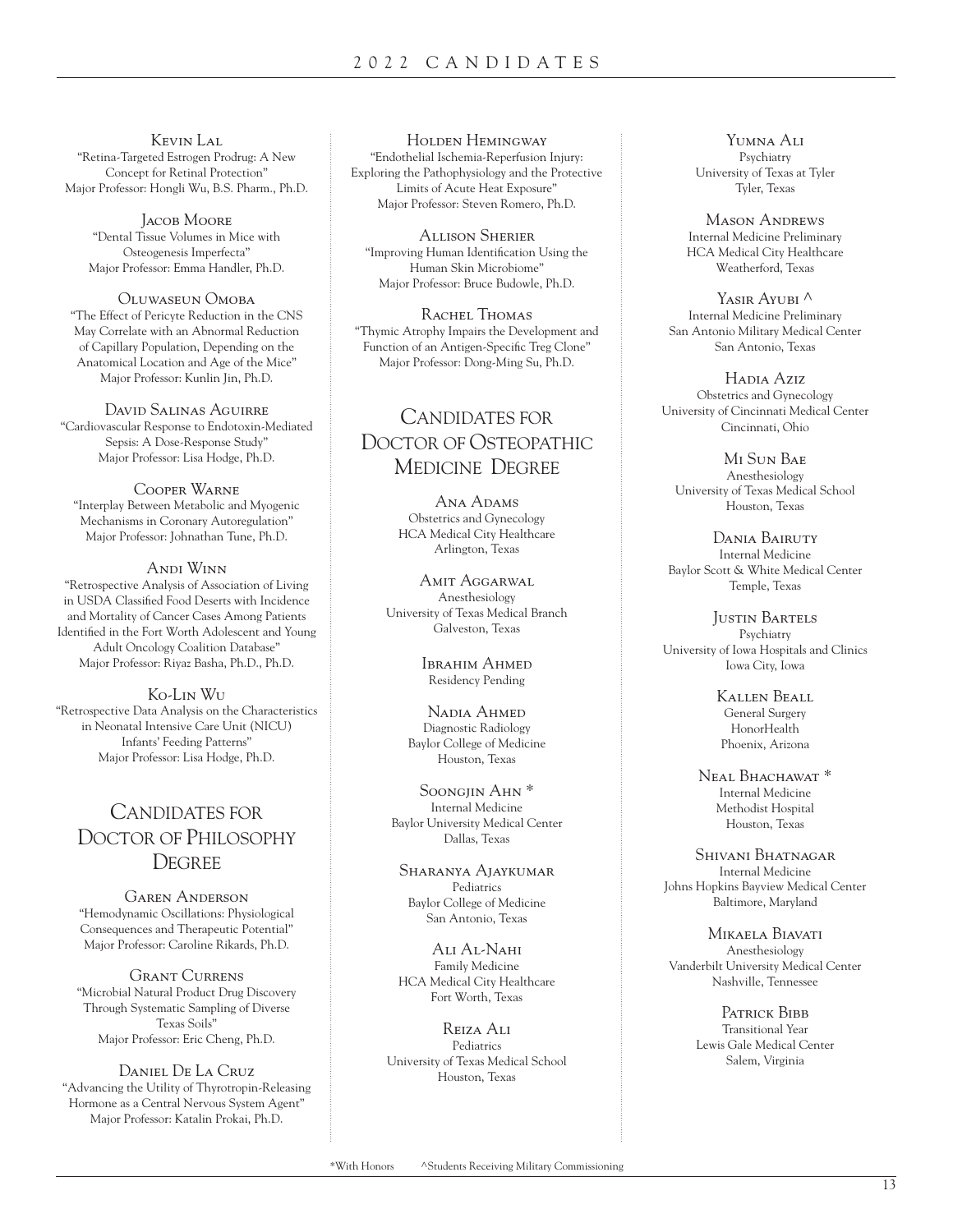Kevin Lal
"Retina-Targeted Estrogen Prodrug: A New Concept for Retinal Protection"
Major Professor: Hongli Wu, B.S. Pharm., Ph.D.

Jacob Moore
"Dental Tissue Volumes in Mice with Osteogenesis Imperfecta"
Major Professor: Emma Handler, Ph.D.

Oluwaseun Omoba
"The Effect of Pericyte Reduction in the CNS May Correlate with an Abnormal Reduction of Capillary Population, Depending on the Anatomical Location and Age of the Mice"
Major Professor: Kunlin Jin, Ph.D.

David Salinas Aguirre
"Cardiovascular Response to Endotoxin-Mediated Sepsis: A Dose-Response Study"
Major Professor: Lisa Hodge, Ph.D.

Cooper Warne
"Interplay Between Metabolic and Myogenic Mechanisms in Coronary Autoregulation"
Major Professor: Johnathan Tune, Ph.D.

Andi Winn
"Retrospective Analysis of Association of Living in USDA Classified Food Deserts with Incidence and Mortality of Cancer Cases Among Patients Identified in the Fort Worth Adolescent and Young Adult Oncology Coalition Database"
Major Professor: Riyaz Basha, Ph.D., Ph.D.

Ko-Lin Wu
"Retrospective Data Analysis on the Characteristics in Neonatal Intensive Care Unit (NICU) Infants' Feeding Patterns"
Major Professor: Lisa Hodge, Ph.D.

## Candidates for Doctor of Philosophy Degree

Garen Anderson
"Hemodynamic Oscillations: Physiological Consequences and Therapeutic Potential"
Major Professor: Caroline Rikards, Ph.D.

Grant Currens
"Microbial Natural Product Drug Discovery Through Systematic Sampling of Diverse Texas Soils"
Major Professor: Eric Cheng, Ph.D.

Daniel De La Cruz
"Advancing the Utility of Thyrotropin-Releasing Hormone as a Central Nervous System Agent"
Major Professor: Katalin Prokai, Ph.D.

Holden Hemingway
"Endothelial Ischemia-Reperfusion Injury: Exploring the Pathophysiology and the Protective Limits of Acute Heat Exposure"
Major Professor: Steven Romero, Ph.D.

Allison Sherier
"Improving Human Identification Using the Human Skin Microbiome"
Major Professor: Bruce Budowle, Ph.D.

Rachel Thomas
"Thymic Atrophy Impairs the Development and Function of an Antigen-Specific Treg Clone"
Major Professor: Dong-Ming Su, Ph.D.

## Candidates for Doctor of Osteopathic Medicine Degree

Ana Adams
Obstetrics and Gynecology
HCA Medical City Healthcare
Arlington, Texas

Amit Aggarwal
Anesthesiology
University of Texas Medical Branch
Galveston, Texas

Ibrahim Ahmed
Residency Pending

Nadia Ahmed
Diagnostic Radiology
Baylor College of Medicine
Houston, Texas

Soongjin Ahn *
Internal Medicine
Baylor University Medical Center
Dallas, Texas

Sharanya Ajaykumar
Pediatrics
Baylor College of Medicine
San Antonio, Texas

Ali Al-Nahi
Family Medicine
HCA Medical City Healthcare
Fort Worth, Texas

Reiza Ali
Pediatrics
University of Texas Medical School
Houston, Texas

Yumna Ali
Psychiatry
University of Texas at Tyler
Tyler, Texas

Mason Andrews
Internal Medicine Preliminary
HCA Medical City Healthcare
Weatherford, Texas

Yasir Ayubi ^
Internal Medicine Preliminary
San Antonio Military Medical Center
San Antonio, Texas

Hadia Aziz
Obstetrics and Gynecology
University of Cincinnati Medical Center
Cincinnati, Ohio

Mi Sun Bae
Anesthesiology
University of Texas Medical School
Houston, Texas

Dania Bairuty
Internal Medicine
Baylor Scott & White Medical Center
Temple, Texas

Justin Bartels
Psychiatry
University of Iowa Hospitals and Clinics
Iowa City, Iowa

Kallen Beall
General Surgery
HonorHealth
Phoenix, Arizona

Neal Bhachawat *
Internal Medicine
Methodist Hospital
Houston, Texas

Shivani Bhatnagar
Internal Medicine
Johns Hopkins Bayview Medical Center
Baltimore, Maryland

Mikaela Biavati
Anesthesiology
Vanderbilt University Medical Center
Nashville, Tennessee

Patrick Bibb
Transitional Year
Lewis Gale Medical Center
Salem, Virginia

*With Honors ^Students Receiving Military Commissioning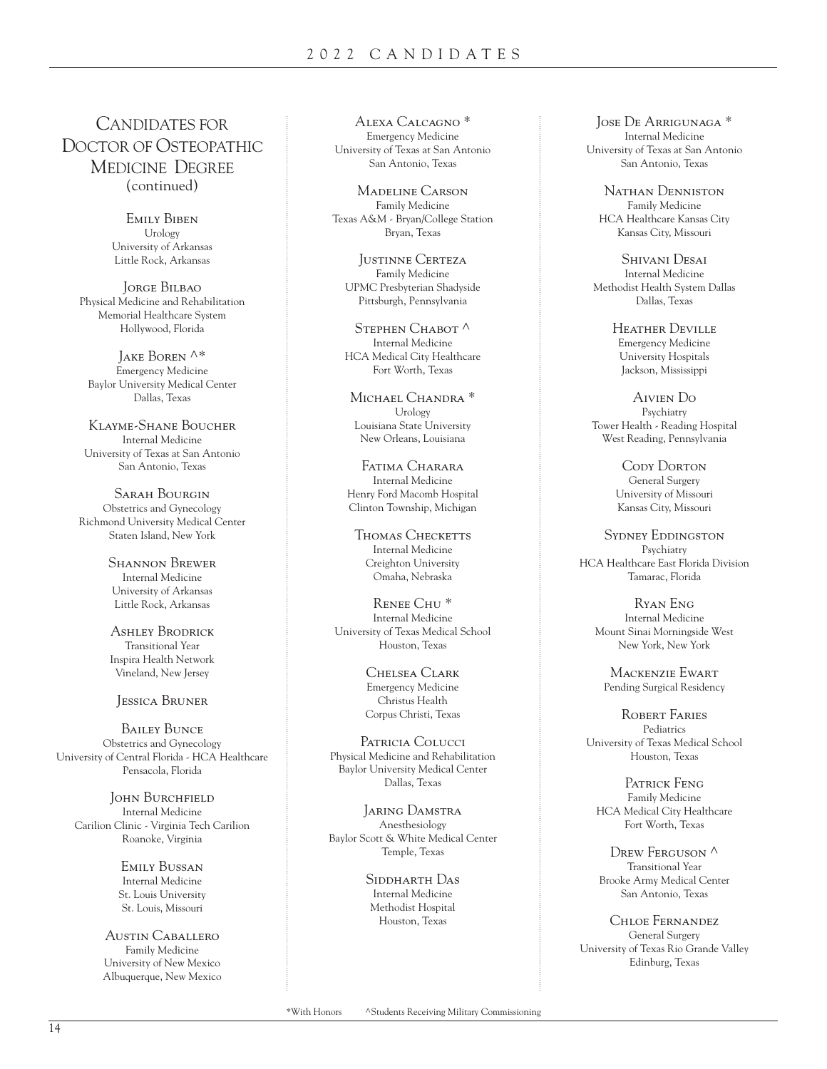## Candidates for Doctor of Osteopathic Medicine Degree (continued)

Emily Biben
Urology
University of Arkansas
Little Rock, Arkansas

Jorge Bilbao
Physical Medicine and Rehabilitation
Memorial Healthcare System
Hollywood, Florida

Jake Boren ^*
Emergency Medicine
Baylor University Medical Center
Dallas, Texas

Klayme-Shane Boucher
Internal Medicine
University of Texas at San Antonio
San Antonio, Texas

Sarah Bourgin
Obstetrics and Gynecology
Richmond University Medical Center
Staten Island, New York

Shannon Brewer
Internal Medicine
University of Arkansas
Little Rock, Arkansas

Ashley Brodrick
Transitional Year
Inspira Health Network
Vineland, New Jersey

Jessica Bruner

Bailey Bunce
Obstetrics and Gynecology
University of Central Florida - HCA Healthcare
Pensacola, Florida

John Burchfield
Internal Medicine
Carilion Clinic - Virginia Tech Carilion
Roanoke, Virginia

Emily Bussan
Internal Medicine
St. Louis University
St. Louis, Missouri

Austin Caballero
Family Medicine
University of New Mexico
Albuquerque, New Mexico

Alexa Calcagno *
Emergency Medicine
University of Texas at San Antonio
San Antonio, Texas

Madeline Carson
Family Medicine
Texas A&M - Bryan/College Station
Bryan, Texas

Justinne Certeza
Family Medicine
UPMC Presbyterian Shadyside
Pittsburgh, Pennsylvania

Stephen Chabot ^
Internal Medicine
HCA Medical City Healthcare
Fort Worth, Texas

Michael Chandra *
Urology
Louisiana State University
New Orleans, Louisiana

Fatima Charara
Internal Medicine
Henry Ford Macomb Hospital
Clinton Township, Michigan

Thomas Checketts
Internal Medicine
Creighton University
Omaha, Nebraska

Renee Chu *
Internal Medicine
University of Texas Medical School
Houston, Texas

Chelsea Clark
Emergency Medicine
Christus Health
Corpus Christi, Texas

Patricia Colucci
Physical Medicine and Rehabilitation
Baylor University Medical Center
Dallas, Texas

Jaring Damstra
Anesthesiology
Baylor Scott & White Medical Center
Temple, Texas

Siddharth Das
Internal Medicine
Methodist Hospital
Houston, Texas

Jose De Arrigunaga *
Internal Medicine
University of Texas at San Antonio
San Antonio, Texas

Nathan Denniston
Family Medicine
HCA Healthcare Kansas City
Kansas City, Missouri

Shivani Desai
Internal Medicine
Methodist Health System Dallas
Dallas, Texas

Heather Deville
Emergency Medicine
University Hospitals
Jackson, Mississippi

Aivien Do
Psychiatry
Tower Health - Reading Hospital
West Reading, Pennsylvania

Cody Dorton
General Surgery
University of Missouri
Kansas City, Missouri

Sydney Eddingston
Psychiatry
HCA Healthcare East Florida Division
Tamarac, Florida

Ryan Eng
Internal Medicine
Mount Sinai Morningside West
New York, New York

Mackenzie Ewart
Pending Surgical Residency

Robert Faries
Pediatrics
University of Texas Medical School
Houston, Texas

Patrick Feng
Family Medicine
HCA Medical City Healthcare
Fort Worth, Texas

Drew Ferguson ^
Transitional Year
Brooke Army Medical Center
San Antonio, Texas

Chloe Fernandez
General Surgery
University of Texas Rio Grande Valley
Edinburg, Texas

*With Honors ^Students Receiving Military Commissioning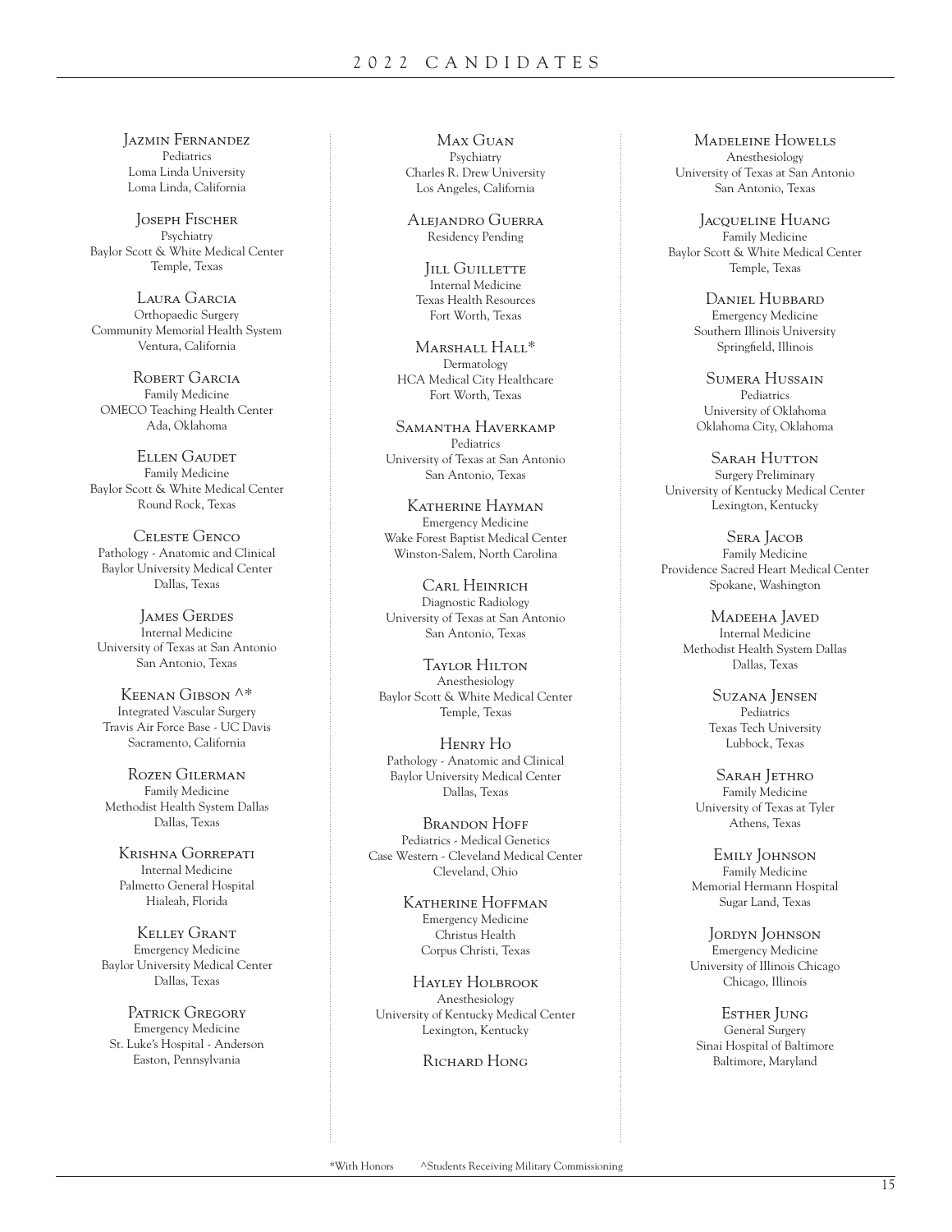## 2022 CANDIDATES

**Jazmin Fernandez**
Pediatrics
Loma Linda University
Loma Linda, California

**Joseph Fischer**
Psychiatry
Baylor Scott & White Medical Center
Temple, Texas

**Laura Garcia**
Orthopaedic Surgery
Community Memorial Health System
Ventura, California

**Robert Garcia**
Family Medicine
OMECO Teaching Health Center
Ada, Oklahoma

**Ellen Gaudet**
Family Medicine
Baylor Scott & White Medical Center
Round Rock, Texas

**Celeste Genco**
Pathology - Anatomic and Clinical
Baylor University Medical Center
Dallas, Texas

**James Gerdes**
Internal Medicine
University of Texas at San Antonio
San Antonio, Texas

**Keenan Gibson ^***
Integrated Vascular Surgery
Travis Air Force Base - UC Davis
Sacramento, California

**Rozen Gilerman**
Family Medicine
Methodist Health System Dallas
Dallas, Texas

**Krishna Gorrepati**
Internal Medicine
Palmetto General Hospital
Hialeah, Florida

**Kelley Grant**
Emergency Medicine
Baylor University Medical Center
Dallas, Texas

**Patrick Gregory**
Emergency Medicine
St. Luke's Hospital - Anderson
Easton, Pennsylvania

**Max Guan**
Psychiatry
Charles R. Drew University
Los Angeles, California

**Alejandro Guerra**
Residency Pending

**Jill Guillette**
Internal Medicine
Texas Health Resources
Fort Worth, Texas

**Marshall Hall***
Dermatology
HCA Medical City Healthcare
Fort Worth, Texas

**Samantha Haverkamp**
Pediatrics
University of Texas at San Antonio
San Antonio, Texas

**Katherine Hayman**
Emergency Medicine
Wake Forest Baptist Medical Center
Winston-Salem, North Carolina

**Carl Heinrich**
Diagnostic Radiology
University of Texas at San Antonio
San Antonio, Texas

**Taylor Hilton**
Anesthesiology
Baylor Scott & White Medical Center
Temple, Texas

**Henry Ho**
Pathology - Anatomic and Clinical
Baylor University Medical Center
Dallas, Texas

**Brandon Hoff**
Pediatrics - Medical Genetics
Case Western - Cleveland Medical Center
Cleveland, Ohio

**Katherine Hoffman**
Emergency Medicine
Christus Health
Corpus Christi, Texas

**Hayley Holbrook**
Anesthesiology
University of Kentucky Medical Center
Lexington, Kentucky

**Richard Hong**

**Madeleine Howells**
Anesthesiology
University of Texas at San Antonio
San Antonio, Texas

**Jacqueline Huang**
Family Medicine
Baylor Scott & White Medical Center
Temple, Texas

**Daniel Hubbard**
Emergency Medicine
Southern Illinois University
Springfield, Illinois

**Sumera Hussain**
Pediatrics
University of Oklahoma
Oklahoma City, Oklahoma

**Sarah Hutton**
Surgery Preliminary
University of Kentucky Medical Center
Lexington, Kentucky

**Sera Jacob**
Family Medicine
Providence Sacred Heart Medical Center
Spokane, Washington

**Madeeha Javed**
Internal Medicine
Methodist Health System Dallas
Dallas, Texas

**Suzana Jensen**
Pediatrics
Texas Tech University
Lubbock, Texas

**Sarah Jethro**
Family Medicine
University of Texas at Tyler
Athens, Texas

**Emily Johnson**
Family Medicine
Memorial Hermann Hospital
Sugar Land, Texas

**Jordyn Johnson**
Emergency Medicine
University of Illinois Chicago
Chicago, Illinois

**Esther Jung**
General Surgery
Sinai Hospital of Baltimore
Baltimore, Maryland

*With Honors ^Students Receiving Military Commissioning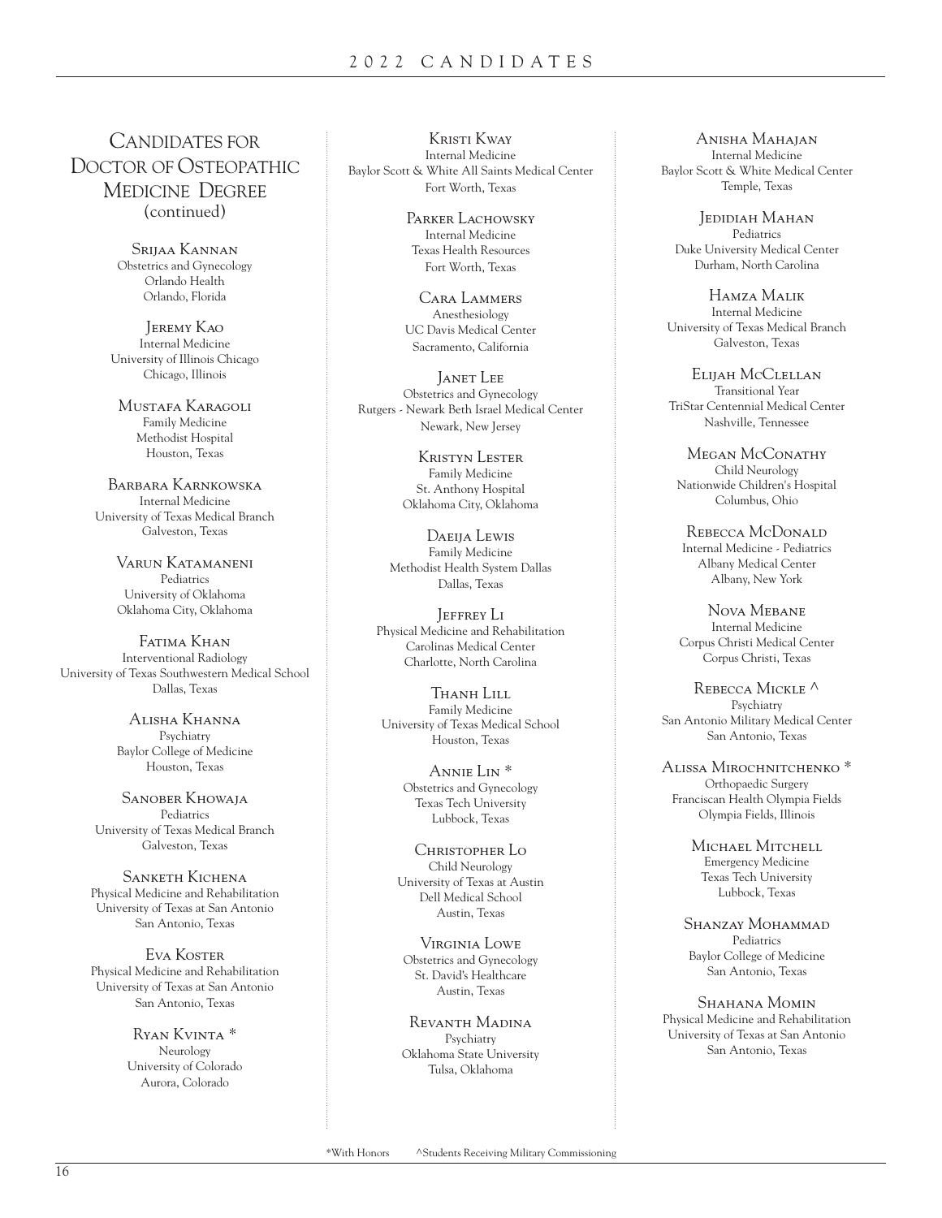## Candidates for Doctor of Osteopathic Medicine Degree
(continued)

Srijaa Kannan
Obstetrics and Gynecology
Orlando Health
Orlando, Florida

Jeremy Kao
Internal Medicine
University of Illinois Chicago
Chicago, Illinois

Mustafa Karagoli
Family Medicine
Methodist Hospital
Houston, Texas

Barbara Karnkowska
Internal Medicine
University of Texas Medical Branch
Galveston, Texas

Varun Katamaneni
Pediatrics
University of Oklahoma
Oklahoma City, Oklahoma

Fatima Khan
Interventional Radiology
University of Texas Southwestern Medical School
Dallas, Texas

Alisha Khanna
Psychiatry
Baylor College of Medicine
Houston, Texas

Sanober Khowaja
Pediatrics
University of Texas Medical Branch
Galveston, Texas

Sanketh Kichena
Physical Medicine and Rehabilitation
University of Texas at San Antonio
San Antonio, Texas

Eva Koster
Physical Medicine and Rehabilitation
University of Texas at San Antonio
San Antonio, Texas

Ryan Kvinta *
Neurology
University of Colorado
Aurora, Colorado

Kristi Kway
Internal Medicine
Baylor Scott & White All Saints Medical Center
Fort Worth, Texas

Parker Lachowsky
Internal Medicine
Texas Health Resources
Fort Worth, Texas

Cara Lammers
Anesthesiology
UC Davis Medical Center
Sacramento, California

Janet Lee
Obstetrics and Gynecology
Rutgers - Newark Beth Israel Medical Center
Newark, New Jersey

Kristyn Lester
Family Medicine
St. Anthony Hospital
Oklahoma City, Oklahoma

Daeija Lewis
Family Medicine
Methodist Health System Dallas
Dallas, Texas

Jeffrey Li
Physical Medicine and Rehabilitation
Carolinas Medical Center
Charlotte, North Carolina

Thanh Lill
Family Medicine
University of Texas Medical School
Houston, Texas

Annie Lin *
Obstetrics and Gynecology
Texas Tech University
Lubbock, Texas

Christopher Lo
Child Neurology
University of Texas at Austin
Dell Medical School
Austin, Texas

Virginia Lowe
Obstetrics and Gynecology
St. David's Healthcare
Austin, Texas

Revanth Madina
Psychiatry
Oklahoma State University
Tulsa, Oklahoma

Anisha Mahajan
Internal Medicine
Baylor Scott & White Medical Center
Temple, Texas

Jedidiah Mahan
Pediatrics
Duke University Medical Center
Durham, North Carolina

Hamza Malik
Internal Medicine
University of Texas Medical Branch
Galveston, Texas

Elijah McClellan
Transitional Year
TriStar Centennial Medical Center
Nashville, Tennessee

Megan McConathy
Child Neurology
Nationwide Children's Hospital
Columbus, Ohio

Rebecca McDonald
Internal Medicine - Pediatrics
Albany Medical Center
Albany, New York

Nova Mebane
Internal Medicine
Corpus Christi Medical Center
Corpus Christi, Texas

Rebecca Mickle ^
Psychiatry
San Antonio Military Medical Center
San Antonio, Texas

Alissa Mirochnitchenko *
Orthopaedic Surgery
Franciscan Health Olympia Fields
Olympia Fields, Illinois

Michael Mitchell
Emergency Medicine
Texas Tech University
Lubbock, Texas

Shanzay Mohammad
Pediatrics
Baylor College of Medicine
San Antonio, Texas

Shahana Momin
Physical Medicine and Rehabilitation
University of Texas at San Antonio
San Antonio, Texas

*With Honors ^Students Receiving Military Commissioning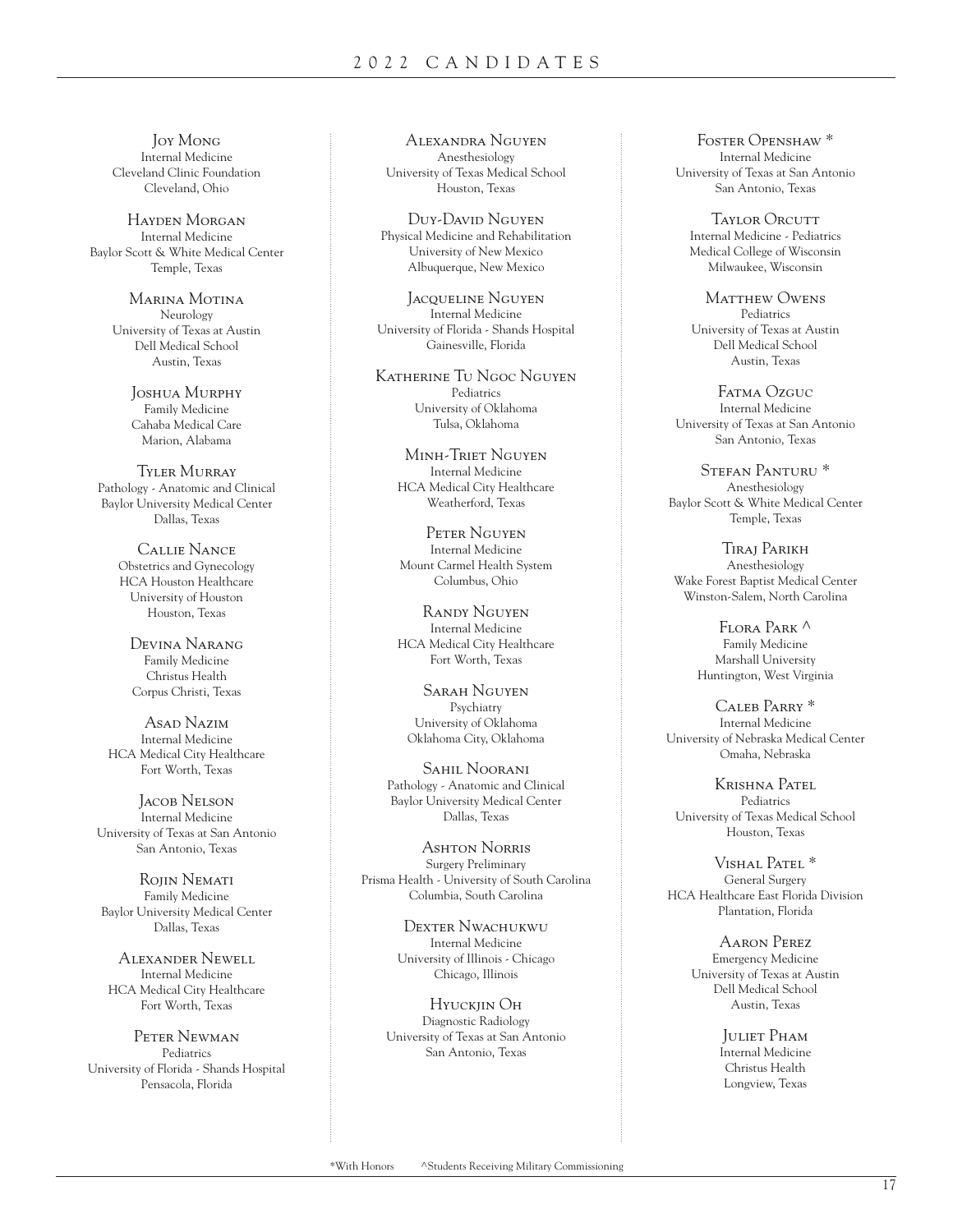## 2022 CANDIDATES

**Joy Mong**
Internal Medicine
Cleveland Clinic Foundation
Cleveland, Ohio

**Hayden Morgan**
Internal Medicine
Baylor Scott & White Medical Center
Temple, Texas

**Marina Motina**
Neurology
University of Texas at Austin
Dell Medical School
Austin, Texas

**Joshua Murphy**
Family Medicine
Cahaba Medical Care
Marion, Alabama

**Tyler Murray**
Pathology - Anatomic and Clinical
Baylor University Medical Center
Dallas, Texas

**Callie Nance**
Obstetrics and Gynecology
HCA Houston Healthcare
University of Houston
Houston, Texas

**Devina Narang**
Family Medicine
Christus Health
Corpus Christi, Texas

**Asad Nazim**
Internal Medicine
HCA Medical City Healthcare
Fort Worth, Texas

**Jacob Nelson**
Internal Medicine
University of Texas at San Antonio
San Antonio, Texas

**Rojin Nemati**
Family Medicine
Baylor University Medical Center
Dallas, Texas

**Alexander Newell**
Internal Medicine
HCA Medical City Healthcare
Fort Worth, Texas

**Peter Newman**
Pediatrics
University of Florida - Shands Hospital
Pensacola, Florida

**Alexandra Nguyen**
Anesthesiology
University of Texas Medical School
Houston, Texas

**Duy-David Nguyen**
Physical Medicine and Rehabilitation
University of New Mexico
Albuquerque, New Mexico

**Jacqueline Nguyen**
Internal Medicine
University of Florida - Shands Hospital
Gainesville, Florida

**Katherine Tu Ngoc Nguyen**
Pediatrics
University of Oklahoma
Tulsa, Oklahoma

**Minh-Triet Nguyen**
Internal Medicine
HCA Medical City Healthcare
Weatherford, Texas

**Peter Nguyen**
Internal Medicine
Mount Carmel Health System
Columbus, Ohio

**Randy Nguyen**
Internal Medicine
HCA Medical City Healthcare
Fort Worth, Texas

**Sarah Nguyen**
Psychiatry
University of Oklahoma
Oklahoma City, Oklahoma

**Sahil Noorani**
Pathology - Anatomic and Clinical
Baylor University Medical Center
Dallas, Texas

**Ashton Norris**
Surgery Preliminary
Prisma Health - University of South Carolina
Columbia, South Carolina

**Dexter Nwachukwu**
Internal Medicine
University of Illinois - Chicago
Chicago, Illinois

**Hyuckjin Oh**
Diagnostic Radiology
University of Texas at San Antonio
San Antonio, Texas

**Foster Openshaw ***
Internal Medicine
University of Texas at San Antonio
San Antonio, Texas

**Taylor Orcutt**
Internal Medicine - Pediatrics
Medical College of Wisconsin
Milwaukee, Wisconsin

**Matthew Owens**
Pediatrics
University of Texas at Austin
Dell Medical School
Austin, Texas

**Fatma Ozguc**
Internal Medicine
University of Texas at San Antonio
San Antonio, Texas

**Stefan Panturu ***
Anesthesiology
Baylor Scott & White Medical Center
Temple, Texas

**Tiraj Parikh**
Anesthesiology
Wake Forest Baptist Medical Center
Winston-Salem, North Carolina

**Flora Park ^**
Family Medicine
Marshall University
Huntington, West Virginia

**Caleb Parry ***
Internal Medicine
University of Nebraska Medical Center
Omaha, Nebraska

**Krishna Patel**
Pediatrics
University of Texas Medical School
Houston, Texas

**Vishal Patel ***
General Surgery
HCA Healthcare East Florida Division
Plantation, Florida

**Aaron Perez**
Emergency Medicine
University of Texas at Austin
Dell Medical School
Austin, Texas

**Juliet Pham**
Internal Medicine
Christus Health
Longview, Texas

*With Honors ^Students Receiving Military Commissioning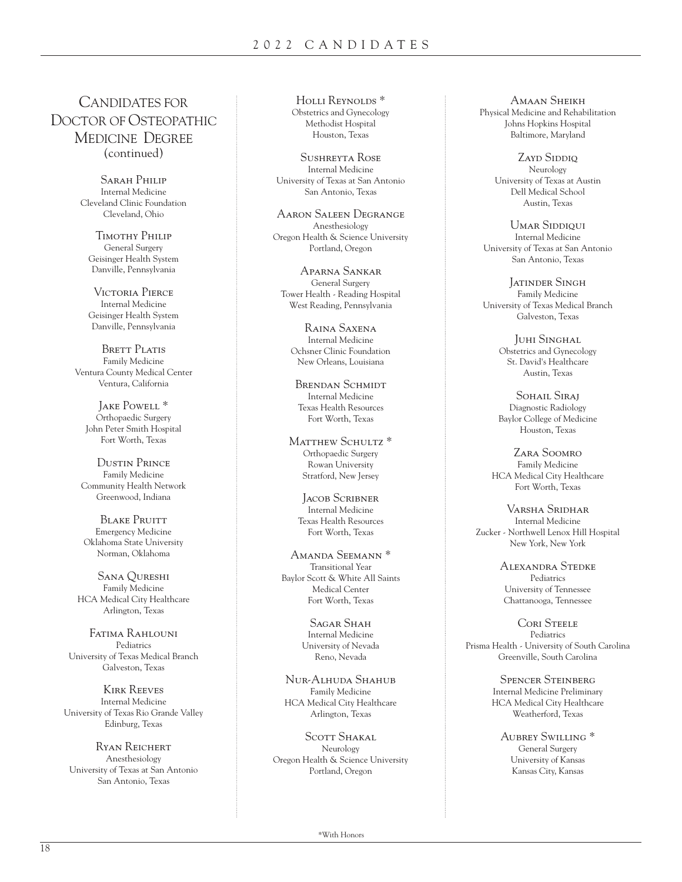## Candidates for Doctor of Osteopathic Medicine Degree
(continued)

Sarah Philip
Internal Medicine
Cleveland Clinic Foundation
Cleveland, Ohio

Timothy Philip
General Surgery
Geisinger Health System
Danville, Pennsylvania

Victoria Pierce
Internal Medicine
Geisinger Health System
Danville, Pennsylvania

Brett Platis
Family Medicine
Ventura County Medical Center
Ventura, California

Jake Powell *
Orthopaedic Surgery
John Peter Smith Hospital
Fort Worth, Texas

Dustin Prince
Family Medicine
Community Health Network
Greenwood, Indiana

Blake Pruitt
Emergency Medicine
Oklahoma State University
Norman, Oklahoma

Sana Qureshi
Family Medicine
HCA Medical City Healthcare
Arlington, Texas

Fatima Rahlouni
Pediatrics
University of Texas Medical Branch
Galveston, Texas

Kirk Reeves
Internal Medicine
University of Texas Rio Grande Valley
Edinburg, Texas

Ryan Reichert
Anesthesiology
University of Texas at San Antonio
San Antonio, Texas

Holli Reynolds *
Obstetrics and Gynecology
Methodist Hospital
Houston, Texas

Sushreyta Rose
Internal Medicine
University of Texas at San Antonio
San Antonio, Texas

Aaron Saleen Degrange
Anesthesiology
Oregon Health & Science University
Portland, Oregon

Aparna Sankar
General Surgery
Tower Health - Reading Hospital
West Reading, Pennsylvania

Raina Saxena
Internal Medicine
Ochsner Clinic Foundation
New Orleans, Louisiana

Brendan Schmidt
Internal Medicine
Texas Health Resources
Fort Worth, Texas

Matthew Schultz *
Orthopaedic Surgery
Rowan University
Stratford, New Jersey

Jacob Scribner
Internal Medicine
Texas Health Resources
Fort Worth, Texas

Amanda Seemann *
Transitional Year
Baylor Scott & White All Saints Medical Center
Fort Worth, Texas

Sagar Shah
Internal Medicine
University of Nevada
Reno, Nevada

Nur-Alhuda Shahub
Family Medicine
HCA Medical City Healthcare
Arlington, Texas

Scott Shakal
Neurology
Oregon Health & Science University
Portland, Oregon

Amaan Sheikh
Physical Medicine and Rehabilitation
Johns Hopkins Hospital
Baltimore, Maryland

Zayd Siddiq
Neurology
University of Texas at Austin
Dell Medical School
Austin, Texas

Umar Siddiqui
Internal Medicine
University of Texas at San Antonio
San Antonio, Texas

Jatinder Singh
Family Medicine
University of Texas Medical Branch
Galveston, Texas

Juhi Singhal
Obstetrics and Gynecology
St. David's Healthcare
Austin, Texas

Sohail Siraj
Diagnostic Radiology
Baylor College of Medicine
Houston, Texas

Zara Soomro
Family Medicine
HCA Medical City Healthcare
Fort Worth, Texas

Varsha Sridhar
Internal Medicine
Zucker - Northwell Lenox Hill Hospital
New York, New York

Alexandra Stedke
Pediatrics
University of Tennessee
Chattanooga, Tennessee

Cori Steele
Pediatrics
Prisma Health - University of South Carolina
Greenville, South Carolina

Spencer Steinberg
Internal Medicine Preliminary
HCA Medical City Healthcare
Weatherford, Texas

Aubrey Swilling *
General Surgery
University of Kansas
Kansas City, Kansas

*With Honors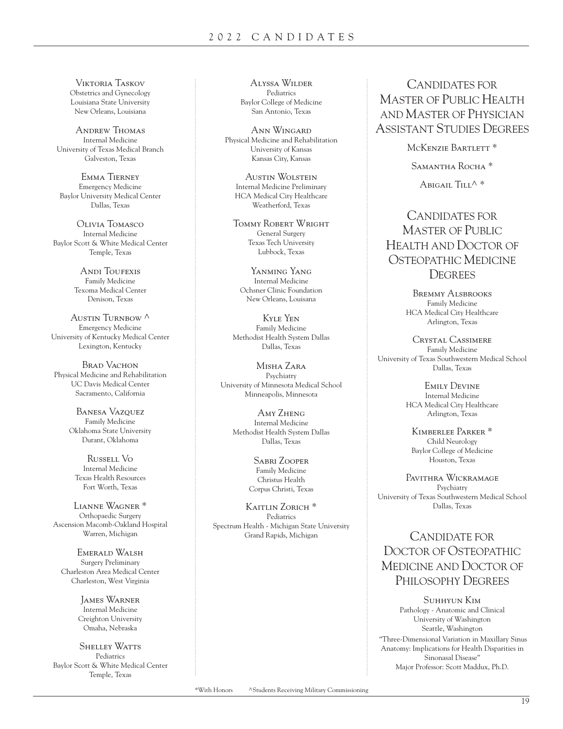Viktoria Taskov
Obstetrics and Gynecology
Louisiana State University
New Orleans, Louisiana

Andrew Thomas
Internal Medicine
University of Texas Medical Branch
Galveston, Texas

Emma Tierney
Emergency Medicine
Baylor University Medical Center
Dallas, Texas

Olivia Tomasco
Internal Medicine
Baylor Scott & White Medical Center
Temple, Texas

Andi Toufexis
Family Medicine
Texoma Medical Center
Denison, Texas

Austin Turnbow ^
Emergency Medicine
University of Kentucky Medical Center
Lexington, Kentucky

Brad Vachon
Physical Medicine and Rehabilitation
UC Davis Medical Center
Sacramento, California

Banesa Vazquez
Family Medicine
Oklahoma State University
Durant, Oklahoma

Russell Vo
Internal Medicine
Texas Health Resources
Fort Worth, Texas

Lianne Wagner *
Orthopaedic Surgery
Ascension Macomb-Oakland Hospital
Warren, Michigan

Emerald Walsh
Surgery Preliminary
Charleston Area Medical Center
Charleston, West Virginia

James Warner
Internal Medicine
Creighton University
Omaha, Nebraska

Shelley Watts
Pediatrics
Baylor Scott & White Medical Center
Temple, Texas

Alyssa Wilder
Pediatrics
Baylor College of Medicine
San Antonio, Texas

Ann Wingard
Physical Medicine and Rehabilitation
University of Kansas
Kansas City, Kansas

Austin Wolstein
Internal Medicine Preliminary
HCA Medical City Healthcare
Weatherford, Texas

Tommy Robert Wright
General Surgery
Texas Tech University
Lubbock, Texas

Yanming Yang
Internal Medicine
Ochsner Clinic Foundation
New Orleans, Louisana

Kyle Yen
Family Medicine
Methodist Health System Dallas
Dallas, Texas

Misha Zara
Psychiatry
University of Minnesota Medical School
Minneapolis, Minnesota

Amy Zheng
Internal Medicine
Methodist Health System Dallas
Dallas, Texas

Sabri Zooper
Family Medicine
Christus Health
Corpus Christi, Texas

Kaitlin Zorich *
Pediatrics
Spectrum Health - Michigan State University
Grand Rapids, Michigan

## Candidates for Master of Public Health and Master of Physician Assistant Studies Degrees

McKenzie Bartlett *

Samantha Rocha *

Abigail Till^ *

## Candidates for Master of Public Health and Doctor of Osteopathic Medicine Degrees

Bremmy Alsbrooks
Family Medicine
HCA Medical City Healthcare
Arlington, Texas

Crystal Cassimere
Family Medicine
University of Texas Southwestern Medical School
Dallas, Texas

Emily Devine
Internal Medicine
HCA Medical City Healthcare
Arlington, Texas

Kimberlee Parker *
Child Neurology
Baylor College of Medicine
Houston, Texas

Pavithra Wickramage
Psychiatry
University of Texas Southwestern Medical School
Dallas, Texas

## Candidate for Doctor of Osteopathic Medicine and Doctor of Philosophy Degrees

Suhhyun Kim
Pathology - Anatomic and Clinical
University of Washington
Seattle, Washington
"Three-Dimensional Variation in Maxillary Sinus Anatomy: Implications for Health Disparities in Sinonasal Disease"
Major Professor: Scott Maddux, Ph.D.

*With Honors ^Students Receiving Military Commissioning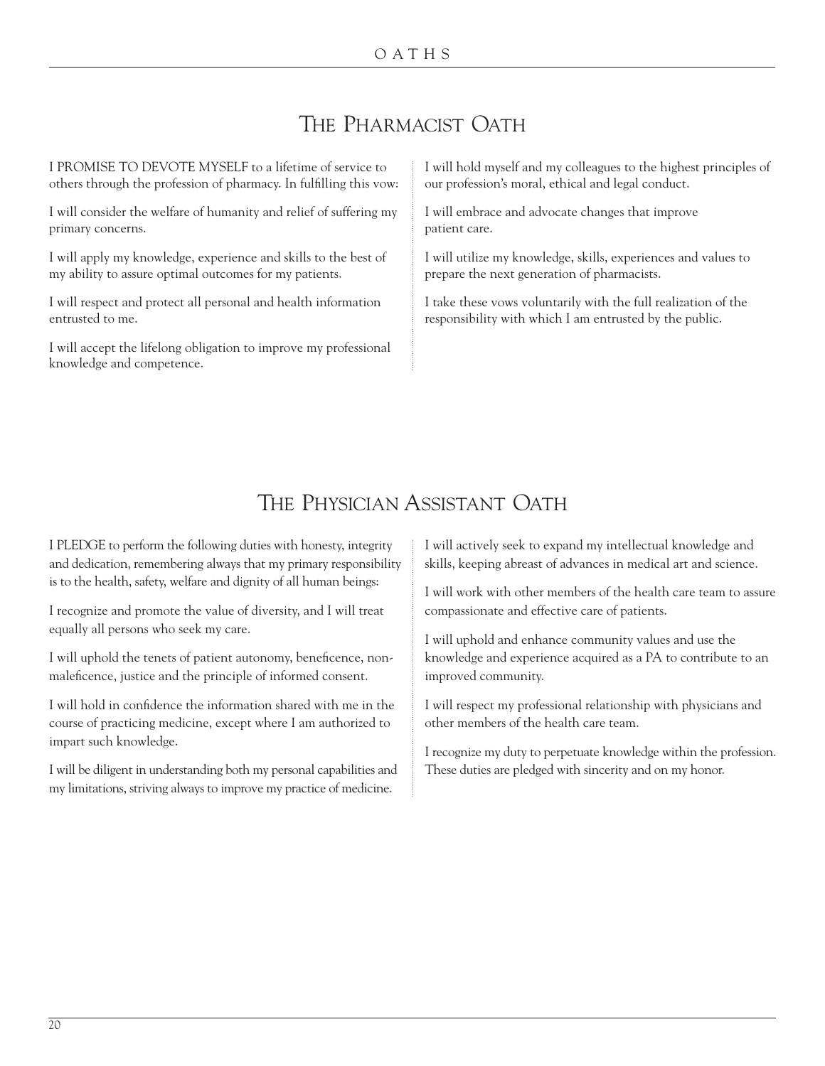## The Pharmacist Oath

I PROMISE TO DEVOTE MYSELF to a lifetime of service to others through the profession of pharmacy. In fulfilling this vow:

I will consider the welfare of humanity and relief of suffering my primary concerns.

I will apply my knowledge, experience and skills to the best of my ability to assure optimal outcomes for my patients.

I will respect and protect all personal and health information entrusted to me.

I will accept the lifelong obligation to improve my professional knowledge and competence.

I will hold myself and my colleagues to the highest principles of our profession's moral, ethical and legal conduct.

I will embrace and advocate changes that improve patient care.

I will utilize my knowledge, skills, experiences and values to prepare the next generation of pharmacists.

I take these vows voluntarily with the full realization of the responsibility with which I am entrusted by the public.

## The Physician Assistant Oath

I PLEDGE to perform the following duties with honesty, integrity and dedication, remembering always that my primary responsibility is to the health, safety, welfare and dignity of all human beings:

I recognize and promote the value of diversity, and I will treat equally all persons who seek my care.

I will uphold the tenets of patient autonomy, beneficence, non-maleficence, justice and the principle of informed consent.

I will hold in confidence the information shared with me in the course of practicing medicine, except where I am authorized to impart such knowledge.

I will be diligent in understanding both my personal capabilities and my limitations, striving always to improve my practice of medicine.

I will actively seek to expand my intellectual knowledge and skills, keeping abreast of advances in medical art and science.

I will work with other members of the health care team to assure compassionate and effective care of patients.

I will uphold and enhance community values and use the knowledge and experience acquired as a PA to contribute to an improved community.

I will respect my professional relationship with physicians and other members of the health care team.

I recognize my duty to perpetuate knowledge within the profession. These duties are pledged with sincerity and on my honor.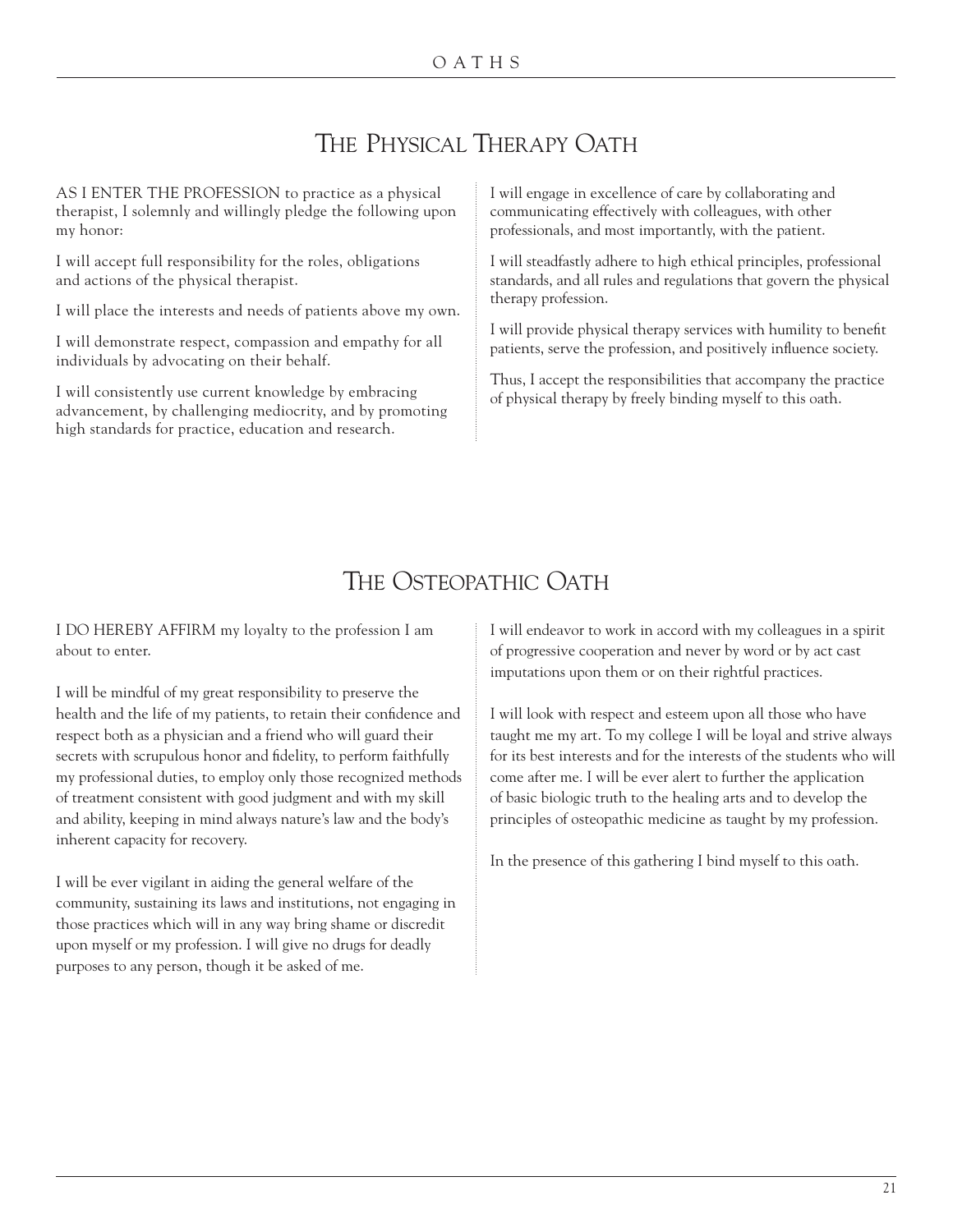# The Physical Therapy Oath

AS I ENTER THE PROFESSION to practice as a physical therapist, I solemnly and willingly pledge the following upon my honor:

I will accept full responsibility for the roles, obligations and actions of the physical therapist.

I will place the interests and needs of patients above my own.

I will demonstrate respect, compassion and empathy for all individuals by advocating on their behalf.

I will consistently use current knowledge by embracing advancement, by challenging mediocrity, and by promoting high standards for practice, education and research.

I will engage in excellence of care by collaborating and communicating effectively with colleagues, with other professionals, and most importantly, with the patient.

I will steadfastly adhere to high ethical principles, professional standards, and all rules and regulations that govern the physical therapy profession.

I will provide physical therapy services with humility to benefit patients, serve the profession, and positively influence society.

Thus, I accept the responsibilities that accompany the practice of physical therapy by freely binding myself to this oath.

# The Osteopathic Oath

I DO HEREBY AFFIRM my loyalty to the profession I am about to enter.

I will be mindful of my great responsibility to preserve the health and the life of my patients, to retain their confidence and respect both as a physician and a friend who will guard their secrets with scrupulous honor and fidelity, to perform faithfully my professional duties, to employ only those recognized methods of treatment consistent with good judgment and with my skill and ability, keeping in mind always nature's law and the body's inherent capacity for recovery.

I will be ever vigilant in aiding the general welfare of the community, sustaining its laws and institutions, not engaging in those practices which will in any way bring shame or discredit upon myself or my profession. I will give no drugs for deadly purposes to any person, though it be asked of me.

I will endeavor to work in accord with my colleagues in a spirit of progressive cooperation and never by word or by act cast imputations upon them or on their rightful practices.

I will look with respect and esteem upon all those who have taught me my art. To my college I will be loyal and strive always for its best interests and for the interests of the students who will come after me. I will be ever alert to further the application of basic biologic truth to the healing arts and to develop the principles of osteopathic medicine as taught by my profession.

In the presence of this gathering I bind myself to this oath.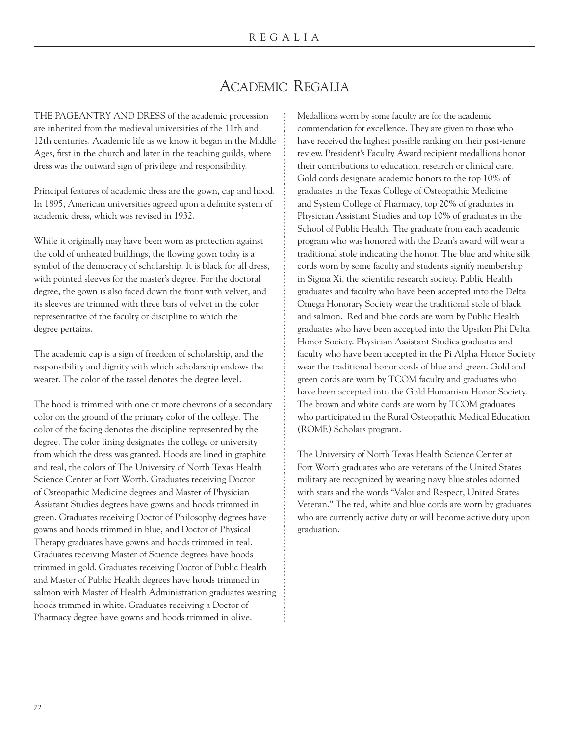# Academic Regalia

THE PAGEANTRY AND DRESS of the academic procession are inherited from the medieval universities of the 11th and 12th centuries. Academic life as we know it began in the Middle Ages, first in the church and later in the teaching guilds, where dress was the outward sign of privilege and responsibility.

Principal features of academic dress are the gown, cap and hood. In 1895, American universities agreed upon a definite system of academic dress, which was revised in 1932.

While it originally may have been worn as protection against the cold of unheated buildings, the flowing gown today is a symbol of the democracy of scholarship. It is black for all dress, with pointed sleeves for the master's degree. For the doctoral degree, the gown is also faced down the front with velvet, and its sleeves are trimmed with three bars of velvet in the color representative of the faculty or discipline to which the degree pertains.

The academic cap is a sign of freedom of scholarship, and the responsibility and dignity with which scholarship endows the wearer. The color of the tassel denotes the degree level.

The hood is trimmed with one or more chevrons of a secondary color on the ground of the primary color of the college. The color of the facing denotes the discipline represented by the degree. The color lining designates the college or university from which the dress was granted. Hoods are lined in graphite and teal, the colors of The University of North Texas Health Science Center at Fort Worth. Graduates receiving Doctor of Osteopathic Medicine degrees and Master of Physician Assistant Studies degrees have gowns and hoods trimmed in green. Graduates receiving Doctor of Philosophy degrees have gowns and hoods trimmed in blue, and Doctor of Physical Therapy graduates have gowns and hoods trimmed in teal. Graduates receiving Master of Science degrees have hoods trimmed in gold. Graduates receiving Doctor of Public Health and Master of Public Health degrees have hoods trimmed in salmon with Master of Health Administration graduates wearing hoods trimmed in white. Graduates receiving a Doctor of Pharmacy degree have gowns and hoods trimmed in olive.

Medallions worn by some faculty are for the academic commendation for excellence. They are given to those who have received the highest possible ranking on their post-tenure review. President's Faculty Award recipient medallions honor their contributions to education, research or clinical care. Gold cords designate academic honors to the top 10% of graduates in the Texas College of Osteopathic Medicine and System College of Pharmacy, top 20% of graduates in Physician Assistant Studies and top 10% of graduates in the School of Public Health. The graduate from each academic program who was honored with the Dean's award will wear a traditional stole indicating the honor. The blue and white silk cords worn by some faculty and students signify membership in Sigma Xi, the scientific research society. Public Health graduates and faculty who have been accepted into the Delta Omega Honorary Society wear the traditional stole of black and salmon. Red and blue cords are worn by Public Health graduates who have been accepted into the Upsilon Phi Delta Honor Society. Physician Assistant Studies graduates and faculty who have been accepted in the Pi Alpha Honor Society wear the traditional honor cords of blue and green. Gold and green cords are worn by TCOM faculty and graduates who have been accepted into the Gold Humanism Honor Society. The brown and white cords are worn by TCOM graduates who participated in the Rural Osteopathic Medical Education (ROME) Scholars program.

The University of North Texas Health Science Center at Fort Worth graduates who are veterans of the United States military are recognized by wearing navy blue stoles adorned with stars and the words "Valor and Respect, United States Veteran." The red, white and blue cords are worn by graduates who are currently active duty or will become active duty upon graduation.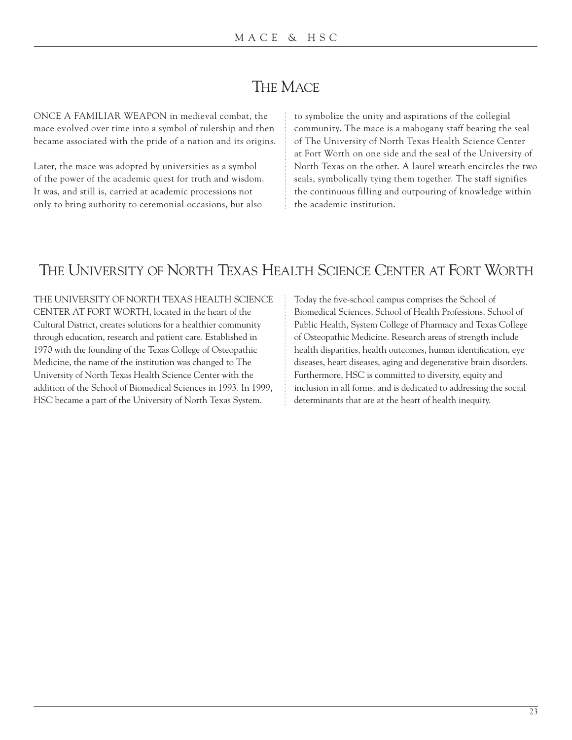## The Mace

ONCE A FAMILIAR WEAPON in medieval combat, the mace evolved over time into a symbol of rulership and then became associated with the pride of a nation and its origins.

Later, the mace was adopted by universities as a symbol of the power of the academic quest for truth and wisdom. It was, and still is, carried at academic processions not only to bring authority to ceremonial occasions, but also to symbolize the unity and aspirations of the collegial community. The mace is a mahogany staff bearing the seal of The University of North Texas Health Science Center at Fort Worth on one side and the seal of the University of North Texas on the other. A laurel wreath encircles the two seals, symbolically tying them together. The staff signifies the continuous filling and outpouring of knowledge within the academic institution.

## The University of North Texas Health Science Center at Fort Worth

THE UNIVERSITY OF NORTH TEXAS HEALTH SCIENCE CENTER AT FORT WORTH, located in the heart of the Cultural District, creates solutions for a healthier community through education, research and patient care. Established in 1970 with the founding of the Texas College of Osteopathic Medicine, the name of the institution was changed to The University of North Texas Health Science Center with the addition of the School of Biomedical Sciences in 1993. In 1999, HSC became a part of the University of North Texas System.

Today the five-school campus comprises the School of Biomedical Sciences, School of Health Professions, School of Public Health, System College of Pharmacy and Texas College of Osteopathic Medicine. Research areas of strength include health disparities, health outcomes, human identification, eye diseases, heart diseases, aging and degenerative brain disorders. Furthermore, HSC is committed to diversity, equity and inclusion in all forms, and is dedicated to addressing the social determinants that are at the heart of health inequity.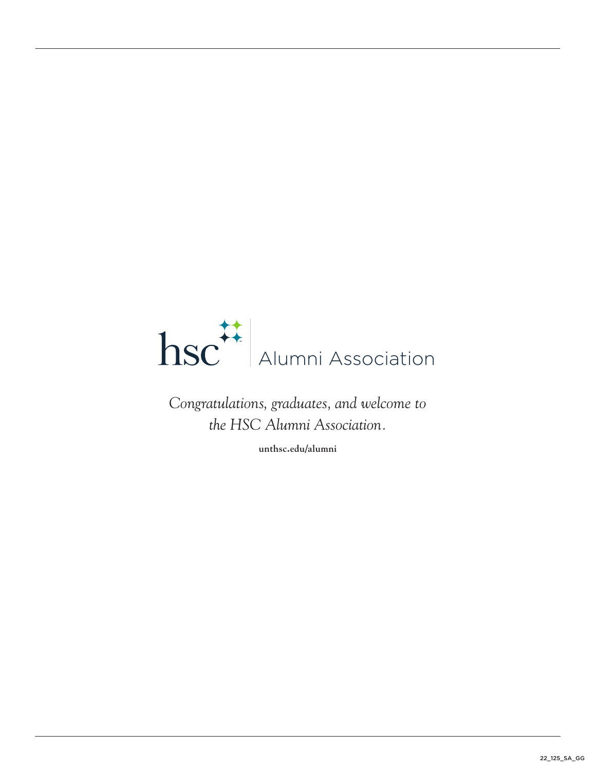hsc Alumni Association

*Congratulations, graduates, and welcome to the HSC Alumni Association.*

unthsc.edu/alumni

22_125_SA_GG